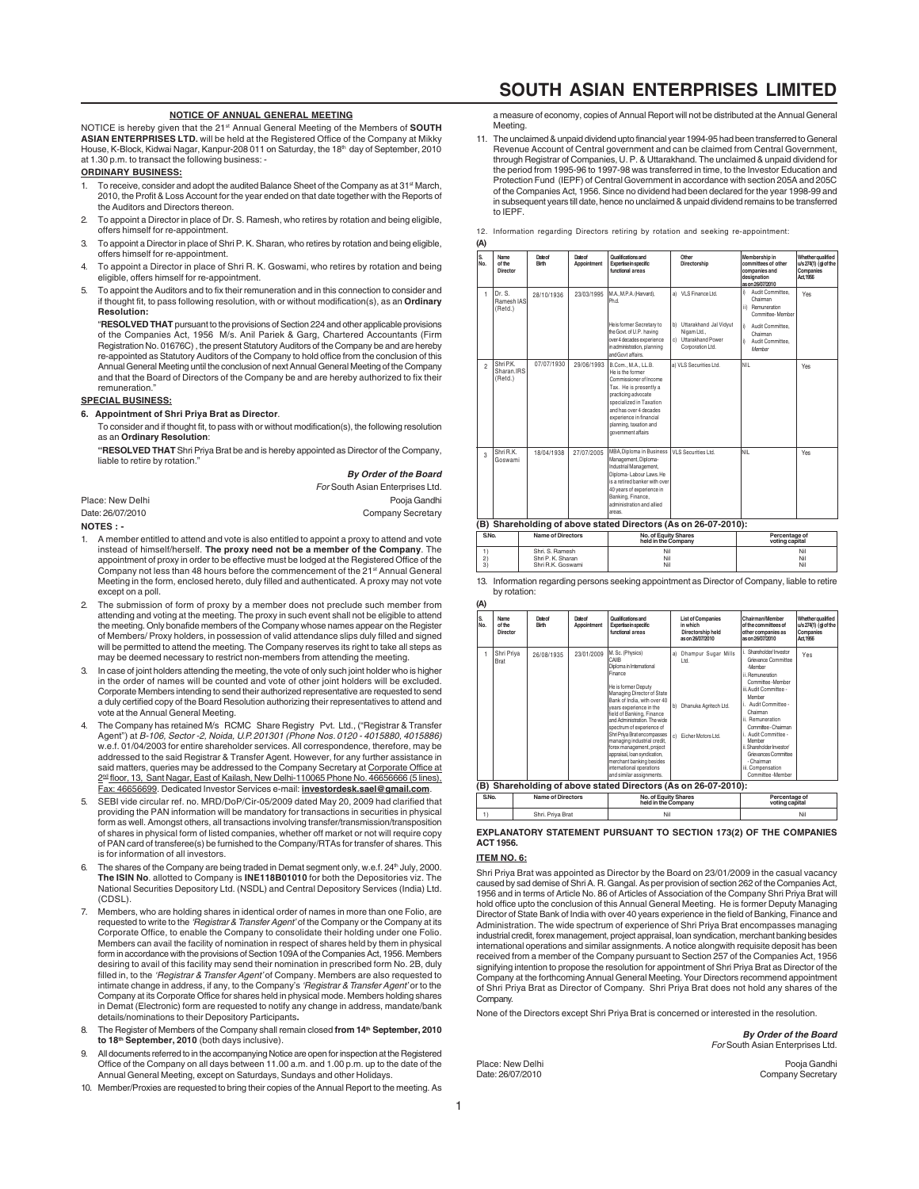# SOUTH ASIAN ENTERPRISES LIMITED

## NOTICE OF ANNUAL GENERAL MEETING

NOTICE is hereby given that the 21st Annual General Meeting of the Members of **SOUTH ASIAN ENTERPRISES LTD.** will be held at the Registered Office of the Company at Mikky House, K-Block, Kidwai Nagar, Kanpur-208 011 on Saturday, the 18th day of September, 2010 at 1.30 p.m. to transact the following business: -

### ORDINARY BUSINESS:

1. To receive, consider and adopt the audited Balance Sheet of the Company as at 31st March, 2010, the Profit & Loss Account for the year ended on that date together with the Reports of the Auditors and Directors thereon.
2. To appoint a Director in place of Dr. S. Ramesh, who retires by rotation and being eligible, offers himself for re-appointment.
3. To appoint a Director in place of Shri P. K. Sharan, who retires by rotation and being eligible, offers himself for re-appointment.
4. To appoint a Director in place of Shri R. K. Goswami, who retires by rotation and being eligible, offers himself for re-appointment.
5. To appoint the Auditors and to fix their remuneration and in this connection to consider and if thought fit, to pass following resolution, with or without modification(s), as an **Ordinary Resolution:**

   "**RESOLVED THAT** pursuant to the provisions of Section 224 and other applicable provisions of the Companies Act, 1956 M/s. Anil Pariek & Garg, Chartered Accountants (Firm Registration No. 01676C) , the present Statutory Auditors of the Company be and are hereby re-appointed as Statutory Auditors of the Company to hold office from the conclusion of this Annual General Meeting until the conclusion of next Annual General Meeting of the Company and that the Board of Directors of the Company be and are hereby authorized to fix their remuneration."

### SPECIAL BUSINESS:

**6. Appointment of Shri Priya Brat as Director**.

To consider and if thought fit, to pass with or without modification(s), the following resolution as an **Ordinary Resolution**:

**"RESOLVED THAT** Shri Priya Brat be and is hereby appointed as Director of the Company, liable to retire by rotation."

***By Order of the Board***
*For* South Asian Enterprises Ltd.

Place: New Delhi — Pooja Gandhi
Date: 26/07/2010 — Company Secretary

**NOTES : -**

1. A member entitled to attend and vote is also entitled to appoint a proxy to attend and vote instead of himself/herself. **The proxy need not be a member of the Company**. The appointment of proxy in order to be effective must be lodged at the Registered Office of the Company not less than 48 hours before the commencement of the 21st Annual General Meeting in the form, enclosed hereto, duly filled and authenticated. A proxy may not vote except on a poll.
2. The submission of form of proxy by a member does not preclude such member from attending and voting at the meeting. The proxy in such event shall not be eligible to attend the meeting. Only bonafide members of the Company whose names appear on the Register of Members/ Proxy holders, in possession of valid attendance slips duly filled and signed will be permitted to attend the meeting. The Company reserves its right to take all steps as may be deemed necessary to restrict non-members from attending the meeting.
3. In case of joint holders attending the meeting, the vote of only such joint holder who is higher in the order of names will be counted and vote of other joint holders will be excluded. Corporate Members intending to send their authorized representative are requested to send a duly certified copy of the Board Resolution authorizing their representatives to attend and vote at the Annual General Meeting.
4. The Company has retained M/s RCMC Share Registry Pvt. Ltd., ("Registrar & Transfer Agent") at *B-106, Sector -2, Noida, U.P. 201301 (Phone Nos. 0120 - 4015880, 4015886)* w.e.f. 01/04/2003 for entire shareholder services. All correspondence, therefore, may be addressed to the said Registrar & Transfer Agent. However, for any further assistance in said matters, queries may be addressed to the Company Secretary at Corporate Office at 2nd floor, 13, Sant Nagar, East of Kailash, New Delhi-110065 Phone No. 46656666 (5 lines), Fax: 46656699. Dedicated Investor Services e-mail: **investordesk.sael@gmail.com**.
5. SEBI vide circular ref. no. MRD/DoP/Cir-05/2009 dated May 20, 2009 has clarified that providing the PAN information will be mandatory for transactions in securities in physical form as well. Amongst others, all transactions involving transfer/transmission/transposition of shares in physical form of listed companies, whether off market or not will require copy of PAN card of transferee(s) be furnished to the Company/RTAs for transfer of shares. This is for information of all investors.
6. The shares of the Company are being traded in Demat segment only, w.e.f. 24th July, 2000. **The ISIN No**. allotted to Company is **INE118B01010** for both the Depositories viz. The National Securities Depository Ltd. (NSDL) and Central Depository Services (India) Ltd. (CDSL).
7. Members, who are holding shares in identical order of names in more than one Folio, are requested to write to the *'Registrar & Transfer Agent'* of the Company or the Company at its Corporate Office, to enable the Company to consolidate their holding under one Folio. Members can avail the facility of nomination in respect of shares held by them in physical form in accordance with the provisions of Section 109A of the Companies Act, 1956. Members desiring to avail of this facility may send their nomination in prescribed form No. 2B, duly filled in, to the *'Registrar & Transfer Agent'* of Company. Members are also requested to intimate change in address, if any, to the Company's *'Registrar & Transfer Agent'* or to the Company at its Corporate Office for shares held in physical mode. Members holding shares in Demat (Electronic) form are requested to notify any change in address, mandate/bank details/nominations to their Depository Participants**.**
8. The Register of Members of the Company shall remain closed **from 14th September, 2010 to 18th September, 2010** (both days inclusive).
9. All documents referred to in the accompanying Notice are open for inspection at the Registered Office of the Company on all days between 11.00 a.m. and 1.00 p.m. up to the date of the Annual General Meeting, except on Saturdays, Sundays and other Holidays.
10. Member/Proxies are requested to bring their copies of the Annual Report to the meeting. As a measure of economy, copies of Annual Report will not be distributed at the Annual General Meeting.
11. The unclaimed & unpaid dividend upto financial year 1994-95 had been transferred to General Revenue Account of Central government and can be claimed from Central Government, through Registrar of Companies, U. P. & Uttarakhand. The unclaimed & unpaid dividend for the period from 1995-96 to 1997-98 was transferred in time, to the Investor Education and Protection Fund (IEPF) of Central Government in accordance with section 205A and 205C of the Companies Act, 1956. Since no dividend had been declared for the year 1998-99 and in subsequent years till date, hence no unclaimed & unpaid dividend remains to be transferred to IEPF.
12. Information regarding Directors retiring by rotation and seeking re-appointment:

**(A)**

| S. No. | Name of the Director | Date of Birth | Date of Appointment | Qualifications and Expertise in specific functional areas | Other Directorship | Membership in committees of other companies and designation as on 26/07/2010 | Whether qualified u/s 274(1) (g) of the Companies Act, 1956 |
|---|---|---|---|---|---|---|---|
| 1 | Dr. S. Ramesh IAS (Retd.) | 28/10/1936 | 23/03/1995 | M.A., M.P.A. (Harvard), Ph.d. He is former Secretary to the Govt. of U.P. having over 4 decades experience in administration, planning and Govt affairs. | a) VLS Finance Ltd. b) Uttarakhand Jal Vidyut Nigam Ltd., c) Uttarakhand Power Corporation Ltd. | i) Audit Committee, Chairman ii) Remuneration Committee- Member i) Audit Committee, Chairman ii) Audit Committee, *Member* | Yes |
| 2 | Shri P.K. Sharan, IRS (Retd.) | 07/07/1930 | 29/06/1993 | B.Com., M.A., LL.B. He is the former Commissioner of Income Tax. He is presently a practicing advocate specialized in Taxation and has over 4 decades experience in financial planning, taxation and government affairs | a) VLS Securities Ltd. | NIL | Yes |
| 3 | Shri R.K. Goswami | 18/04/1938 | 27/07/2005 | MBA, Diploma in Business Management, Diploma- Industrial Management, Diploma- Labour Laws. He is a retired banker with over 40 years of experience in Banking, Finance, administration and allied areas. | VLS Securities Ltd. | NIL | Yes |

**(B) Shareholding of above stated Directors (As on 26-07-2010):**

| S.No. | Name of Directors | No. of Equity Shares held in the Company | Percentage of voting capital |
|---|---|---|---|
| 1) | Shri. S. Ramesh | Nil | Nil |
| 2) | Shri P. K. Sharan | Nil | Nil |
| 3) | Shri R.K. Goswami | Nil | Nil |

13. Information regarding persons seeking appointment as Director of Company, liable to retire by rotation:

**(A)**

| S. No. | Name of the Director | Date of Birth | Date of Appointment | Qualifications and Expertise in specific functional areas | List of Companies in which Directorship held as on 26/07/2010 | Chairman/Member of the committees of other companies as on 26/07/2010 | Whether qualified u/s 274(1) (g) of the Companies Act, 1956 |
|---|---|---|---|---|---|---|---|
| 1 | Shri Priya Brat | 26/08/1935 | 23/01/2009 | M. Sc. (Physics) CAIIB Diploma in International Finance He is former Deputy Managing Director of State Bank of India, with over 40 years experience in the field of Banking, Finance and Administration. The wide spectrum of experience of Shri Priya Brat encompasses managing industrial credit, forex management, project appraisal, loan syndication, merchant banking besides international operations and similar assignments. | a) Dhampur Sugar Mills Ltd. b) Dhanuka Agritech Ltd. c) Eicher Motors Ltd. | i. Shareholder/ Investor Grievance Committee -Member ii. Remuneration Committee -Member iii. Audit Committee - Member i. Audit Committee - Chairman ii. Remuneration Committee - Chairman i. Audit Committee - Member ii. Shareholder Investor/ Grievances Committee - Chairman iii. Compensation Committee -Member | Yes |

**(B) Shareholding of above stated Directors (As on 26-07-2010):**

| S.No. | Name of Directors | No. of Equity Shares held in the Company | Percentage of voting capital |
|---|---|---|---|
| 1) | Shri. Priya Brat | Nil | Nil |

**EXPLANATORY STATEMENT PURSUANT TO SECTION 173(2) OF THE COMPANIES ACT 1956.**

### ITEM NO. 6:

Shri Priya Brat was appointed as Director by the Board on 23/01/2009 in the casual vacancy caused by sad demise of Shri A. R. Gangal. As per provision of section 262 of the Companies Act, 1956 and in terms of Article No. 86 of Articles of Association of the Company Shri Priya Brat will hold office upto the conclusion of this Annual General Meeting. He is former Deputy Managing Director of State Bank of India with over 40 years experience in the field of Banking, Finance and Administration. The wide spectrum of experience of Shri Priya Brat encompasses managing industrial credit, forex management, project appraisal, loan syndication, merchant banking besides international operations and similar assignments. A notice alongwith requisite deposit has been received from a member of the Company pursuant to Section 257 of the Companies Act, 1956 signifying intention to propose the resolution for appointment of Shri Priya Brat as Director of the Company at the forthcoming Annual General Meeting. Your Directors recommend appointment of Shri Priya Brat as Director of Company. Shri Priya Brat does not hold any shares of the Company.

None of the Directors except Shri Priya Brat is concerned or interested in the resolution.

***By Order of the Board***
*For* South Asian Enterprises Ltd.

Place: New Delhi — Pooja Gandhi
Date: 26/07/2010 — Company Secretary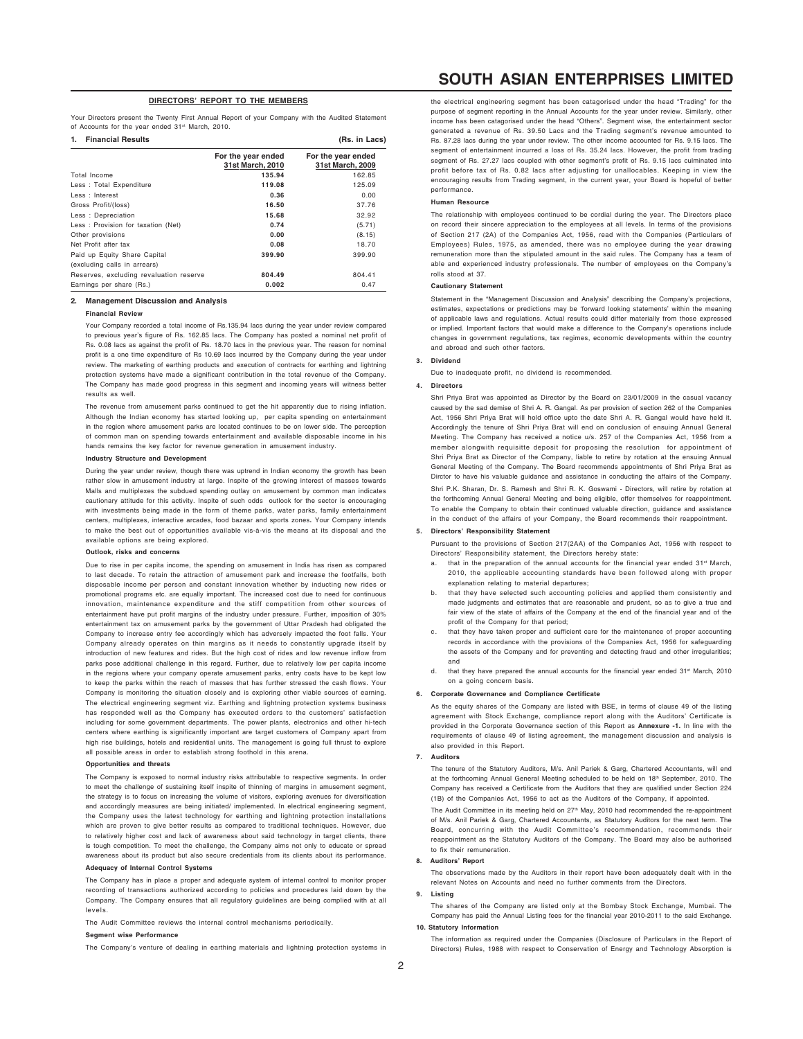## DIRECTORS' REPORT TO THE MEMBERS

Your Directors present the Twenty First Annual Report of your Company with the Audited Statement of Accounts for the year ended 31st March, 2010.

### 1. Financial Results

(Rs. in Lacs)

| | For the year ended 31st March, 2010 | For the year ended 31st March, 2009 |
|---|---|---|
| Total Income | **135.94** | 162.85 |
| Less : Total Expenditure | **119.08** | 125.09 |
| Less : Interest | **0.36** | 0.00 |
| Gross Profit/(loss) | **16.50** | 37.76 |
| Less : Depreciation | **15.68** | 32.92 |
| Less : Provision for taxation (Net) | **0.74** | (5.71) |
| Other provisions | **0.00** | (8.15) |
| Net Profit after tax | **0.08** | 18.70 |
| Paid up Equity Share Capital (excluding calls in arrears) | **399.90** | 399.90 |
| Reserves, excluding revaluation reserve | **804.49** | 804.41 |
| Earnings per share (Rs.) | **0.002** | 0.47 |

### 2. Management Discussion and Analysis

**Financial Review**

Your Company recorded a total income of Rs.135.94 lacs during the year under review compared to previous year's figure of Rs. 162.85 lacs. The Company has posted a nominal net profit of Rs. 0.08 lacs as against the profit of Rs. 18.70 lacs in the previous year. The reason for nominal profit is a one time expenditure of Rs 10.69 lacs incurred by the Company during the year under review. The marketing of earthing products and execution of contracts for earthing and lightning protection systems have made a significant contribution in the total revenue of the Company. The Company has made good progress in this segment and incoming years will witness better results as well.

The revenue from amusement parks continued to get the hit apparently due to rising inflation. Although the Indian economy has started looking up, per capita spending on entertainment in the region where amusement parks are located continues to be on lower side. The perception of common man on spending towards entertainment and available disposable income in his hands remains the key factor for revenue generation in amusement industry.

**Industry Structure and Development**

During the year under review, though there was uptrend in Indian economy the growth has been rather slow in amusement industry at large. Inspite of the growing interest of masses towards Malls and multiplexes the subdued spending outlay on amusement by common man indicates cautionary attitude for this activity. Inspite of such odds outlook for the sector is encouraging with investments being made in the form of theme parks, water parks, family entertainment centers, multiplexes, interactive arcades, food bazaar and sports zones**.** Your Company intends to make the best out of opportunities available vis-à-vis the means at its disposal and the available options are being explored.

**Outlook, risks and concerns**

Due to rise in per capita income, the spending on amusement in India has risen as compared to last decade. To retain the attraction of amusement park and increase the footfalls, both disposable income per person and constant innovation whether by inducting new rides or promotional programs etc. are equally important. The increased cost due to need for continuous innovation, maintenance expenditure and the stiff competition from other sources of entertainment have put profit margins of the industry under pressure. Further, imposition of 30% entertainment tax on amusement parks by the government of Uttar Pradesh had obligated the Company to increase entry fee accordingly which has adversely impacted the foot falls. Your Company already operates on thin margins as it needs to constantly upgrade itself by introduction of new features and rides. But the high cost of rides and low revenue inflow from parks pose additional challenge in this regard. Further, due to relatively low per capita income in the regions where your company operate amusement parks, entry costs have to be kept low to keep the parks within the reach of masses that has further stressed the cash flows. Your Company is monitoring the situation closely and is exploring other viable sources of earning. The electrical engineering segment viz. Earthing and lightning protection systems business has responded well as the Company has executed orders to the customers' satisfaction including for some government departments. The power plants, electronics and other hi-tech centers where earthing is significantly important are target customers of Company apart from high rise buildings, hotels and residential units. The management is going full thrust to explore all possible areas in order to establish strong foothold in this arena.

**Opportunities and threats**

The Company is exposed to normal industry risks attributable to respective segments. In order to meet the challenge of sustaining itself inspite of thinning of margins in amusement segment, the strategy is to focus on increasing the volume of visitors, exploring avenues for diversification and accordingly measures are being initiated/ implemented. In electrical engineering segment, the Company uses the latest technology for earthing and lightning protection installations which are proven to give better results as compared to traditional techniques. However, due to relatively higher cost and lack of awareness about said technology in target clients, there is tough competition. To meet the challenge, the Company aims not only to educate or spread awareness about its product but also secure credentials from its clients about its performance.

**Adequacy of Internal Control Systems**

The Company has in place a proper and adequate system of internal control to monitor proper recording of transactions authorized according to policies and procedures laid down by the Company. The Company ensures that all regulatory guidelines are being complied with at all levels.

The Audit Committee reviews the internal control mechanisms periodically.

**Segment wise Performance**

The Company's venture of dealing in earthing materials and lightning protection systems in the electrical engineering segment has been catagorised under the head "Trading" for the purpose of segment reporting in the Annual Accounts for the year under review. Similarly, other income has been catagorised under the head "Others". Segment wise, the entertainment sector generated a revenue of Rs. 39.50 Lacs and the Trading segment's revenue amounted to Rs. 87.28 lacs during the year under review. The other income accounted for Rs. 9.15 lacs. The segment of entertainment incurred a loss of Rs. 35.24 lacs. However, the profit from trading segment of Rs. 27.27 lacs coupled with other segment's profit of Rs. 9.15 lacs culminated into profit before tax of Rs. 0.82 lacs after adjusting for unallocables. Keeping in view the encouraging results from Trading segment, in the current year, your Board is hopeful of better performance.

**Human Resource**

The relationship with employees continued to be cordial during the year. The Directors place on record their sincere appreciation to the employees at all levels. In terms of the provisions of Section 217 (2A) of the Companies Act, 1956, read with the Companies (Particulars of Employees) Rules, 1975, as amended, there was no employee during the year drawing remuneration more than the stipulated amount in the said rules. The Company has a team of able and experienced industry professionals. The number of employees on the Company's rolls stood at 37.

**Cautionary Statement**

Statement in the "Management Discussion and Analysis" describing the Company's projections, estimates, expectations or predictions may be 'forward looking statements' within the meaning of applicable laws and regulations. Actual results could differ materially from those expressed or implied. Important factors that would make a difference to the Company's operations include changes in government regulations, tax regimes, economic developments within the country and abroad and such other factors.

### 3. Dividend

Due to inadequate profit, no dividend is recommended.

### 4. Directors

Shri Priya Brat was appointed as Director by the Board on 23/01/2009 in the casual vacancy caused by the sad demise of Shri A. R. Gangal. As per provision of section 262 of the Companies Act, 1956 Shri Priya Brat will hold office upto the date Shri A. R. Gangal would have held it. Accordingly the tenure of Shri Priya Brat will end on conclusion of ensuing Annual General Meeting. The Company has received a notice u/s. 257 of the Companies Act, 1956 from a member alongwith requisite deposit for proposing the resolution for appointment of Shri Priya Brat as Director of the Company, liable to retire by rotation at the ensuing Annual General Meeting of the Company. The Board recommends appointments of Shri Priya Brat as Dirctor to have his valuable guidance and assistance in conducting the affairs of the Company.

Shri P.K. Sharan, Dr. S. Ramesh and Shri R. K. Goswami - Directors, will retire by rotation at the forthcoming Annual General Meeting and being eligible, offer themselves for reappointment. To enable the Company to obtain their continued valuable direction, guidance and assistance in the conduct of the affairs of your Company, the Board recommends their reappointment.

### 5. Directors' Responsibility Statement

Pursuant to the provisions of Section 217(2AA) of the Companies Act, 1956 with respect to Directors' Responsibility statement, the Directors hereby state:

a. that in the preparation of the annual accounts for the financial year ended 31st March, 2010, the applicable accounting standards have been followed along with proper explanation relating to material departures;

b. that they have selected such accounting policies and applied them consistently and made judgments and estimates that are reasonable and prudent, so as to give a true and fair view of the state of affairs of the Company at the end of the financial year and of the profit of the Company for that period;

c. that they have taken proper and sufficient care for the maintenance of proper accounting records in accordance with the provisions of the Companies Act, 1956 for safeguarding the assets of the Company and for preventing and detecting fraud and other irregularities; and

d. that they have prepared the annual accounts for the financial year ended 31st March, 2010 on a going concern basis.

### 6. Corporate Governance and Compliance Certificate

As the equity shares of the Company are listed with BSE, in terms of clause 49 of the listing agreement with Stock Exchange, compliance report along with the Auditors' Certificate is provided in the Corporate Governance section of this Report as **Annexure -1.** In line with the requirements of clause 49 of listing agreement, the management discussion and analysis is also provided in this Report.

### 7. Auditors

The tenure of the Statutory Auditors, M/s. Anil Pariek & Garg, Chartered Accountants, will end at the forthcoming Annual General Meeting scheduled to be held on 18th September, 2010. The Company has received a Certificate from the Auditors that they are qualified under Section 224 (1B) of the Companies Act, 1956 to act as the Auditors of the Company, if appointed.

The Audit Committee in its meeting held on 27th May, 2010 had recommended the re-appointment of M/s. Anil Pariek & Garg, Chartered Accountants, as Statutory Auditors for the next term. The Board, concurring with the Audit Committee's recommendation, recommends their reappointment as the Statutory Auditors of the Company. The Board may also be authorised to fix their remuneration.

### 8. Auditors' Report

The observations made by the Auditors in their report have been adequately dealt with in the relevant Notes on Accounts and need no further comments from the Directors.

### 9. Listing

The shares of the Company are listed only at the Bombay Stock Exchange, Mumbai. The Company has paid the Annual Listing fees for the financial year 2010-2011 to the said Exchange.

### 10. Statutory Information

The information as required under the Companies (Disclosure of Particulars in the Report of Directors) Rules, 1988 with respect to Conservation of Energy and Technology Absorption is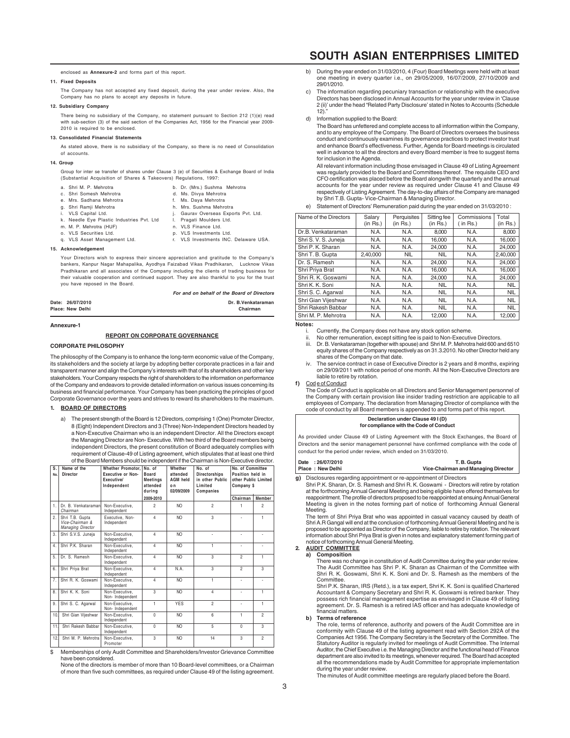enclosed as **Annexure-2** and forms part of this report.

**11. Fixed Deposits**

The Company has not accepted any fixed deposit, during the year under review. Also, the Company has no plans to accept any deposits in future.

**12. Subsidiary Company**

There being no subsidiary of the Company, no statement pursuant to Section 212 (1)(e) read with sub-section (3) of the said section of the Companies Act, 1956 for the Financial year 2009-2010 is required to be enclosed.

**13. Consolidated Financial Statements**

As stated above, there is no subsidiary of the Company, so there is no need of Consolidation of accounts.

**14. Group**

Group for inter se transfer of shares under Clause 3 (e) of Securities & Exchange Board of India (Substantial Acquisition of Shares & Takeovers) Regulations, 1997:

a. Shri M. P. Mehrotra
b. Dr. (Mrs.) Sushma Mehrotra
c. Shri Somesh Mehrotra
d. Ms. Divya Mehrotra
e. Mrs. Sadhana Mehrotra
f. Ms. Daya Mehrotra
g. Shri Ramji Mehrotra
h. Mrs. Sushma Mehrotra
i. VLS Capital Ltd.
j. Gaurav Overseas Exports Pvt. Ltd.
k. Needle Eye Plastic Industries Pvt. Ltd
l. Pragati Moulders Ltd.
m. M. P. Mehrotra (HUF)
n. VLS Finance Ltd.
o. VLS Securities Ltd.
p. VLS Investments Ltd.
q. VLS Asset Management Ltd.
r. VLS Investments INC. Delaware USA.

**15. Acknowledgement**

Your Directors wish to express their sincere appreciation and gratitude to the Company's bankers, Kanpur Nagar Mahapalika, Ayodhya Faizabad Vikas Pradhikaran, Lucknow Vikas Pradhikaran and all associates of the Company including the clients of trading business for their valuable cooperation and continued support. They are also thankful to you for the trust you have reposed in the Board.

*For and on behalf of the Board of Directors*

**Date: 26/07/2010**
**Place: New Delhi**

**Dr. B.Venkataraman**
**Chairman**

**Annexure-1**

## REPORT ON CORPORATE GOVERNANCE

### CORPORATE PHILOSOPHY

The philosophy of the Company is to enhance the long-term economic value of the Company, its stakeholders and the society at large by adopting better corporate practices in a fair and transparent manner and align the Company's interests with that of its shareholders and other key stakeholders. Your Company respects the right of shareholders to the information on performance of the Company and endeavors to provide detailed information on various issues concerning its business and financial performance. Your Company has been practicing the principles of good Corporate Governance over the years and strives to reward its shareholders to the maximum.

### 1. BOARD OF DIRECTORS

a) The present strength of the Board is 12 Directors, comprising 1 (One) Promoter Director, 8 (Eight) Independent Directors and 3 (Three) Non-Independent Directors headed by a Non-Executive Chairman who is an independent Director. All the Directors except the Managing Director are Non- Executive. With two third of the Board members being independent Directors, the present constitution of Board adequately complies with requirement of Clause-49 of Listing agreement, which stipulates that at least one third of the Board Members should be independent if the Chairman is Non-Executive director.

| S. No. | Name of the Director | Whether Promotor, Executive or Non-Executive/ Independent | No. of Board Meetings attended during 2009-2010 | Whether attended AGM held on 02/09/2009 | No. of Directorships in other Public Limited Companies | No. of Committee Position held in other Public Limited Company $ | |
|---|---|---|---|---|---|---|---|
| | | | | | | Chairman | Member |
| 1. | Dr. B. Venkataraman *Chairman* | Non-Executive, Independent | 2 | NO | 2 | 1 | 2 |
| 2. | Shri T.B. Gupta *Vice-Chairman & Managing Director* | Executive, Non-Independent | 4 | NO | 3 | - | 1 |
| 3. | Shri S.V.S. Juneja | Non-Executive, Independent | 4 | NO | - | - | - |
| 4. | Shri P.K. Sharan | Non-Executive, Independent | 4 | NO | 1 | - | - |
| 5. | Dr. S. Ramesh | Non-Executive, Independent | 4 | NO | 3 | 2 | 1 |
| 6. | Shri Priya Brat | Non-Executive, Independent | 4 | N.A. | 3 | 2 | 3 |
| 7. | Shri R. K. Goswami | Non-Executive, Independent | 4 | NO | 1 | - | - |
| 8. | Shri K. K. Soni | Non-Executive, Non- Independent | 3 | NO | 4 | - | 1 |
| 9. | Shri S. C. Agarwal | Non-Executive, Non- Independent | 1 | YES | 2 | - | 1 |
| 10. | Shri Gian Vijeshwar | Non-Executive, Independent | 0 | NO | 6 | 1 | 2 |
| 11. | Shri Rakesh Babbar | Non-Executive, Independent | 0 | NO | 5 | 0 | 3 |
| 12. | Shri M. P. Mehrotra | Non-Executive, Promoter | 3 | NO | 14 | 3 | 2 |

$ Memberships of only Audit Committee and Shareholders/Investor Grievance Committee have been considered.

None of the directors is member of more than 10 Board-level committees, or a Chairman of more than five such committees, as required under Clause 49 of the listing agreement.

b) During the year ended on 31/03/2010, 4 (Four) Board Meetings were held with at least one meeting in every quarter i.e., on 29/05/2009, 16/07/2009, 27/10/2009 and 29/01/2010.

c) The information regarding pecuniary transaction or relationship with the executive Directors has been disclosed in Annual Accounts for the year under review in 'Clause 2 (ii)' under the head "Related Party Disclosure' stated in Notes to Accounts (Schedule 12)."

d) Information supplied to the Board:

The Board has unfettered and complete access to all information within the Company, and to any employee of the Company. The Board of Directors oversees the business conduct and continuously examines its governance practices to protect investor trust and enhance Board's effectiveness. Further, Agenda for Board meetings is circulated well in advance to all the directors and every Board member is free to suggest items for inclusion in the Agenda.

All relevant information including those envisaged in Clause 49 of Listing Agreement was regularly provided to the Board and Committees thereof. The requisite CEO and CFO certification was placed before the Board alongwith the quarterly and the annual accounts for the year under review as required under Clause 41 and Clause 49 respectively of Listing Agreement. The day-to-day affairs of the Company are managed by Shri T.B. Gupta- Vice-Chairman & Managing Director.

e) Statement of Directors' Remuneration paid during the year ended on 31/03/2010 :

| Name of the Directors | Salary (in Rs.) | Perquisites (in Rs.) | Sitting fee (in Rs.) | Commissions ( in Rs.) | Total (in Rs.) |
|---|---|---|---|---|---|
| Dr.B. Venkataraman | N.A. | N.A. | 8,000 | N.A. | 8,000 |
| Shri S. V. S. Juneja | N.A. | N.A. | 16,000 | N.A. | 16,000 |
| Shri P. K. Sharan | N.A. | N.A. | 24,000 | N.A. | 24,000 |
| Shri T. B. Gupta | 2,40,000 | NIL | NIL | N.A. | 2,40,000 |
| Dr. S. Ramesh | N.A. | N.A. | 24,000 | N.A. | 24,000 |
| Shri Priya Brat | N.A. | N.A. | 16,000 | N.A. | 16,000 |
| Shri R. K. Goswami | N.A. | N.A. | 24,000 | N.A. | 24,000 |
| Shri K. K. Soni | N.A. | N.A. | NIL | N.A. | NIL |
| Shri S. C. Agarwal | N.A. | N.A. | NIL | N.A. | NIL |
| Shri Gian Vijeshwar | N.A. | N.A. | NIL | N.A. | NIL |
| Shri Rakesh Babbar | N.A. | N.A. | NIL | N.A. | NIL |
| Shri M. P. Mehrotra | N.A. | N.A. | 12,000 | N.A. | 12,000 |

**Notes:**

i. Currently, the Company does not have any stock option scheme.
ii. No other remuneration, except sitting fee is paid to Non-Executive Directors.
iii. Dr. B. Venkataraman (together with spouse) and Shri M. P. Mehrotra held 600 and 6510 equity shares of the Company respectively as on 31.3.2010. No other Director held any shares of the Company on that date.
iv. The service contract in case of Executive Director is 2 years and 8 months, expiring on 29/09/2011 with notice period of one month. All the Non-Executive Directors are liable to retire by rotation.

f) Cod e of Conduct

The Code of Conduct is applicable on all Directors and Senior Management personnel of the Company with certain provision like insider trading restriction are applicable to all employees of Company. The declaration from Managing Director of compliance with the code of conduct by all Board members is appended to and forms part of this report.

**Declaration under Clause 49 I (D)**
**for compliance with the Code of Conduct**

As provided under Clause 49 of Listing Agreement with the Stock Exchanges, the Board of Directors and the senior management personnel have confirmed compliance with the code of conduct for the period under review, which ended on 31/03/2010.

**Date : 26/07/2010**
**Place : New Delhi**

**T. B. Gupta**
**Vice-Chairman and Managing Director**

g) Disclosures regarding appointment or re-appointment of Directors

Shri P.K. Sharan, Dr. S. Ramesh and Shri R.K. Goswami - Directors will retire by rotation at the forthcoming Annual General Meeting and being eligible have offered themselves for reappointment. The profile of directors proposed to be reappointed at ensuing Annual General Meeting is given in the notes forming part of notice of forthcoming Annual General Meeting.

The term of Shri Priya Brat who was appointed in casual vacancy caused by death of Shri A.R Gangal will end at the conclusion of forthcoming Annual General Meeting and he is proposed to be appointed as Director of the Company, liable to retire by rotation. The relevant information about Shri Priya Brat is given in notes and explanatory statement forming part of notice of forthcoming Annual General Meeting.

### 2. AUDIT COMMITTEE

**a) Composition**

There was no change in constitution of Audit Committee during the year under review. The Audit Committee has Shri P. K. Sharan as Chairman of the Committee with Shri R. K. Goswami, Shri K. K. Soni and Dr. S. Ramesh as the members of the Committee.

Shri P.K. Sharan, IRS (Retd.), is a tax expert, Shri K. K. Soni is qualified Chartered Accountant & Company Secretary and Shri R. K. Goswami is retired banker. They possess rich financial management expertise as envisaged in Clause 49 of listing agreement. Dr. S. Ramesh is a retired IAS officer and has adequate knowledge of financial matters.

**b) Terms of reference**

The role, terms of reference, authority and powers of the Audit Committee are in conformity with Clause 49 of the listing agreement read with Section 292A of the Companies Act 1956. The Company Secretary is the Secretary of the Committee. The Statutory Auditor is regularly invited for meetings of Audit Committee. The Internal Auditor, the Chief Executive i.e. the Managing Director and the functional head of Finance department are also invited to its meetings, whenever required. The Board had accepted all the recommendations made by Audit Committee for appropriate implementation during the year under review.

The minutes of Audit committee meetings are regularly placed before the Board.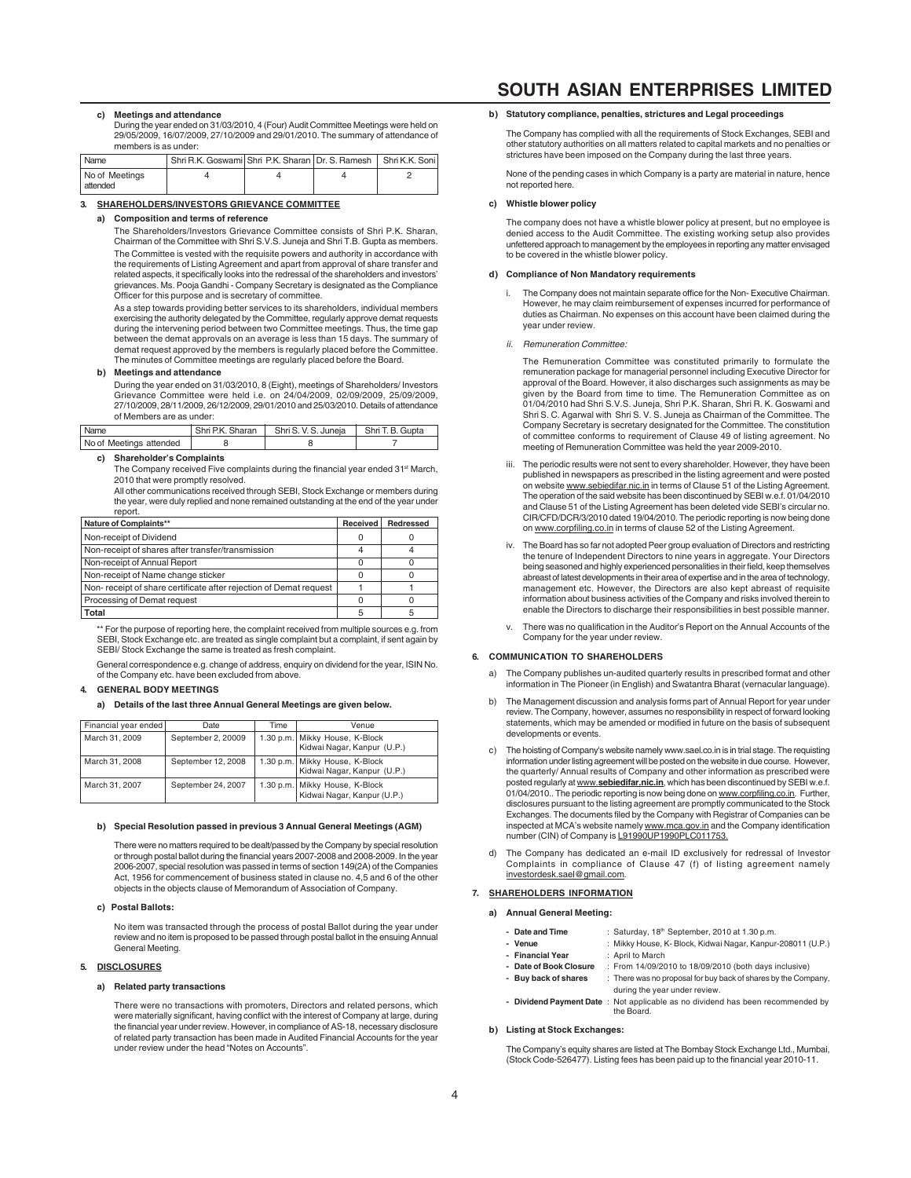#### c) Meetings and attendance

During the year ended on 31/03/2010, 4 (Four) Audit Committee Meetings were held on 29/05/2009, 16/07/2009, 27/10/2009 and 29/01/2010. The summary of attendance of members is as under:

| Name | Shri R.K. Goswami | Shri P.K. Sharan | Dr. S. Ramesh | Shri K.K. Soni |
|---|---|---|---|---|
| No of Meetings attended | 4 | 4 | 4 | 2 |

### 3. SHAREHOLDERS/INVESTORS GRIEVANCE COMMITTEE

#### a) Composition and terms of reference

The Shareholders/Investors Grievance Committee consists of Shri P.K. Sharan, Chairman of the Committee with Shri S.V.S. Juneja and Shri T.B. Gupta as members. The Committee is vested with the requisite powers and authority in accordance with the requirements of Listing Agreement and apart from approval of share transfer and related aspects, it specifically looks into the redressal of the shareholders and investors' grievances. Ms. Pooja Gandhi - Company Secretary is designated as the Compliance Officer for this purpose and is secretary of committee.

As a step towards providing better services to its shareholders, individual members exercising the authority delegated by the Committee, regularly approve demat requests during the intervening period between two Committee meetings. Thus, the time gap between the demat approvals on an average is less than 15 days. The summary of demat request approved by the members is regularly placed before the Committee. The minutes of Committee meetings are regularly placed before the Board.

#### b) Meetings and attendance

During the year ended on 31/03/2010, 8 (Eight), meetings of Shareholders/ Investors Grievance Committee were held i.e. on 24/04/2009, 02/09/2009, 25/09/2009, 27/10/2009, 28/11/2009, 26/12/2009, 29/01/2010 and 25/03/2010. Details of attendance of Members are as under:

| Name | Shri P.K. Sharan | Shri S. V. S. Juneja | Shri T. B. Gupta |
|---|---|---|---|
| No of Meetings attended | 8 | 8 | 7 |

#### c) Shareholder's Complaints

The Company received Five complaints during the financial year ended 31st March, 2010 that were promptly resolved.

All other communications received through SEBI, Stock Exchange or members during the year, were duly replied and none remained outstanding at the end of the year under report.

| Nature of Complaints** | Received | Redressed |
|---|---|---|
| Non-receipt of Dividend | 0 | 0 |
| Non-receipt of shares after transfer/transmission | 4 | 4 |
| Non-receipt of Annual Report | 0 | 0 |
| Non-receipt of Name change sticker | 0 | 0 |
| Non- receipt of share certificate after rejection of Demat request | 1 | 1 |
| Processing of Demat request | 0 | 0 |
| **Total** | 5 | 5 |

** For the purpose of reporting here, the complaint received from multiple sources e.g. from SEBI, Stock Exchange etc. are treated as single complaint but a complaint, if sent again by SEBI/ Stock Exchange the same is treated as fresh complaint.

General correspondence e.g. change of address, enquiry on dividend for the year, ISIN No. of the Company etc. have been excluded from above.

### 4. GENERAL BODY MEETINGS

#### a) Details of the last three Annual General Meetings are given below.

| Financial year ended | Date | Time | Venue |
|---|---|---|---|
| March 31, 2009 | September 2, 20009 | 1.30 p.m. | Mikky House, K-Block Kidwai Nagar, Kanpur (U.P.) |
| March 31, 2008 | September 12, 2008 | 1.30 p.m. | Mikky House, K-Block Kidwai Nagar, Kanpur (U.P.) |
| March 31, 2007 | September 24, 2007 | 1.30 p.m. | Mikky House, K-Block Kidwai Nagar, Kanpur (U.P.) |

#### b) Special Resolution passed in previous 3 Annual General Meetings (AGM)

There were no matters required to be dealt/passed by the Company by special resolution or through postal ballot during the financial years 2007-2008 and 2008-2009. In the year 2006-2007, special resolution was passed in terms of section 149(2A) of the Companies Act, 1956 for commencement of business stated in clause no. 4,5 and 6 of the other objects in the objects clause of Memorandum of Association of Company.

#### c) Postal Ballots:

No item was transacted through the process of postal Ballot during the year under review and no item is proposed to be passed through postal ballot in the ensuing Annual General Meeting.

### 5. DISCLOSURES

#### a) Related party transactions

There were no transactions with promoters, Directors and related persons, which were materially significant, having conflict with the interest of Company at large, during the financial year under review. However, in compliance of AS-18, necessary disclosure of related party transaction has been made in Audited Financial Accounts for the year under review under the head "Notes on Accounts".

#### b) Statutory compliance, penalties, strictures and Legal proceedings

The Company has complied with all the requirements of Stock Exchanges, SEBI and other statutory authorities on all matters related to capital markets and no penalties or strictures have been imposed on the Company during the last three years.

None of the pending cases in which Company is a party are material in nature, hence not reported here.

#### c) Whistle blower policy

The company does not have a whistle blower policy at present, but no employee is denied access to the Audit Committee. The existing working setup also provides unfettered approach to management by the employees in reporting any matter envisaged to be covered in the whistle blower policy.

#### d) Compliance of Non Mandatory requirements

i. The Company does not maintain separate office for the Non- Executive Chairman. However, he may claim reimbursement of expenses incurred for performance of duties as Chairman. No expenses on this account have been claimed during the year under review.

ii. *Remuneration Committee:*

The Remuneration Committee was constituted primarily to formulate the remuneration package for managerial personnel including Executive Director for approval of the Board. However, it also discharges such assignments as may be given by the Board from time to time. The Remuneration Committee as on 01/04/2010 had Shri S.V.S. Juneja, Shri P.K. Sharan, Shri R. K. Goswami and Shri S. C. Agarwal with Shri S. V. S. Juneja as Chairman of the Committee. The Company Secretary is secretary designated for the Committee. The constitution of committee conforms to requirement of Clause 49 of listing agreement. No meeting of Remuneration Committee was held the year 2009-2010.

iii. The periodic results were not sent to every shareholder. However, they have been published in newspapers as prescribed in the listing agreement and were posted on website www.sebiedifar.nic.in in terms of Clause 51 of the Listing Agreement. The operation of the said website has been discontinued by SEBI w.e.f. 01/04/2010 and Clause 51 of the Listing Agreement has been deleted vide SEBI's circular no. CIR/CFD/DCR/3/2010 dated 19/04/2010. The periodic reporting is now being done on www.corpfiling.co.in in terms of clause 52 of the Listing Agreement.

iv. The Board has so far not adopted Peer group evaluation of Directors and restricting the tenure of Independent Directors to nine years in aggregate. Your Directors being seasoned and highly experienced personalities in their field, keep themselves abreast of latest developments in their area of expertise and in the area of technology, management etc. However, the Directors are also kept abreast of requisite information about business activities of the Company and risks involved therein to enable the Directors to discharge their responsibilities in best possible manner.

v. There was no qualification in the Auditor's Report on the Annual Accounts of the Company for the year under review.

### 6. COMMUNICATION TO SHAREHOLDERS

a) The Company publishes un-audited quarterly results in prescribed format and other information in The Pioneer (in English) and Swatantra Bharat (vernacular language).

b) The Management discussion and analysis forms part of Annual Report for year under review. The Company, however, assumes no responsibility in respect of forward looking statements, which may be amended or modified in future on the basis of subsequent developments or events.

c) The hoisting of Company's website namely www.sael.co.in is in trial stage. The requisting information under listing agreement will be posted on the website in due course. However, the quarterly/ Annual results of Company and other information as prescribed were posted regularly at www.**sebiedifar.nic.in**, which has been discontinued by SEBI w.e.f. 01/04/2010.. The periodic reporting is now being done on www.corpfiling.co.in. Further, disclosures pursuant to the listing agreement are promptly communicated to the Stock Exchanges. The documents filed by the Company with Registrar of Companies can be inspected at MCA's website namely www.mca.gov.in and the Company identification number (CIN) of Company is L91990UP1990PLC011753.

d) The Company has dedicated an e-mail ID exclusively for redressal of Investor Complaints in compliance of Clause 47 (f) of listing agreement namely investordesk.sael@gmail.com.

### 7. SHAREHOLDERS INFORMATION

#### a) Annual General Meeting:

- **Date and Time** : Saturday, 18th September, 2010 at 1.30 p.m.
- **Venue** : Mikky House, K- Block, Kidwai Nagar, Kanpur-208011 (U.P.)
- **Financial Year** : April to March
- **Date of Book Closure** : From 14/09/2010 to 18/09/2010 (both days inclusive)
- **Buy back of shares** : There was no proposal for buy back of shares by the Company, during the year under review.
- **Dividend Payment Date** : Not applicable as no dividend has been recommended by the Board.

#### b) Listing at Stock Exchanges:

The Company's equity shares are listed at The Bombay Stock Exchange Ltd., Mumbai, (Stock Code-526477). Listing fees has been paid up to the financial year 2010-11.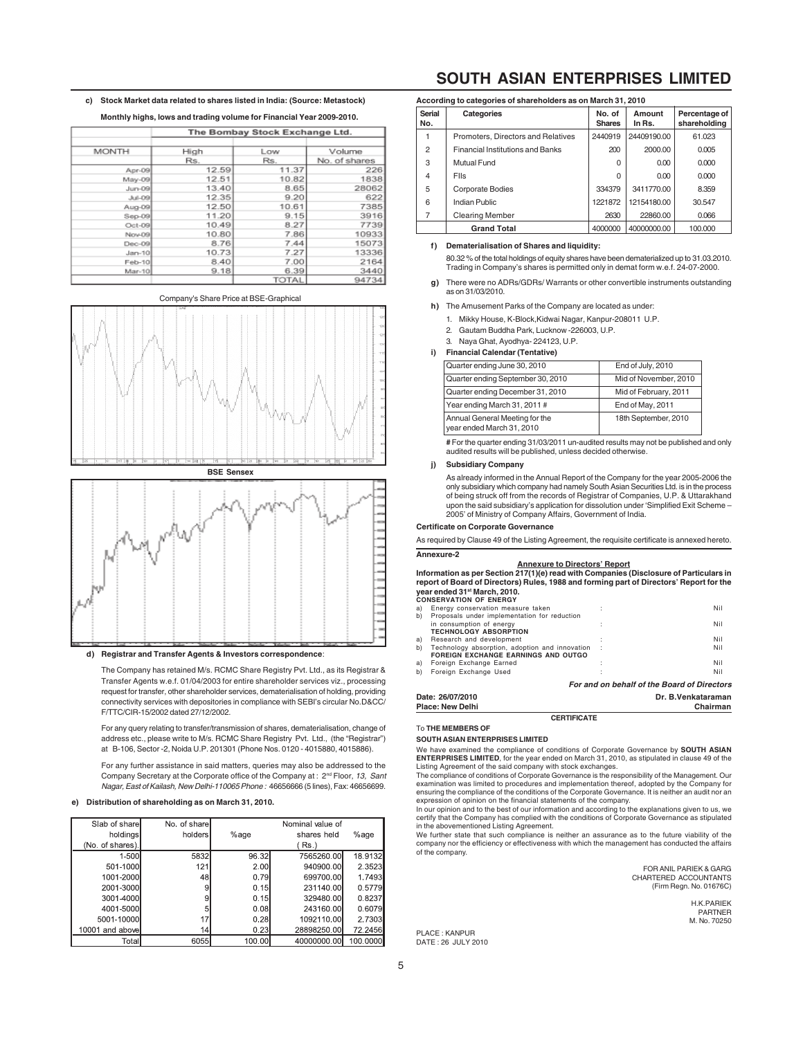**c) Stock Market data related to shares listed in India: (Source: Metastock)**

**Monthly highs, lows and trading volume for Financial Year 2009-2010.**

| | The Bombay Stock Exchange Ltd. | | |
|---|---|---|---|
| MONTH | High Rs. | Low Rs. | Volume No. of shares |
| Apr-09 | 12.59 | 11.37 | 226 |
| May-09 | 12.51 | 10.82 | 1838 |
| Jun-09 | 13.40 | 8.65 | 28062 |
| Jul-09 | 12.35 | 9.20 | 622 |
| Aug-09 | 12.50 | 10.61 | 7385 |
| Sep-09 | 11.20 | 9.15 | 3916 |
| Oct-09 | 10.49 | 8.27 | 7739 |
| Nov-09 | 10.80 | 7.86 | 10933 |
| Dec-09 | 8.76 | 7.44 | 15073 |
| Jan-10 | 10.73 | 7.27 | 13336 |
| Feb-10 | 8.40 | 7.00 | 2164 |
| Mar-10 | 9.18 | 6.39 | 3440 |
| | | TOTAL | 94734 |

Company's Share Price at BSE-Graphical

**BSE Sensex**

**d) Registrar and Transfer Agents & Investors correspondence**:

The Company has retained M/s. RCMC Share Registry Pvt. Ltd., as its Registrar & Transfer Agents w.e.f. 01/04/2003 for entire shareholder services viz., processing request for transfer, other shareholder services, dematerialisation of holding, providing connectivity services with depositories in compliance with SEBI's circular No.D&CC/F/TTC/CIR-15/2002 dated 27/12/2002.

For any query relating to transfer/transmission of shares, dematerialisation, change of address etc., please write to M/s. RCMC Share Registry Pvt. Ltd., (the "Registrar") at B-106, Sector -2, Noida U.P. 201301 (Phone Nos. 0120 - 4015880, 4015886).

For any further assistance in said matters, queries may also be addressed to the Company Secretary at the Corporate office of the Company at : 2nd Floor, *13, Sant Nagar, East of Kailash, New Delhi-110065 Phone :* 46656666 (5 lines), Fax: 46656699.

**e) Distribution of shareholding as on March 31, 2010.**

| Slab of share holdings (No. of shares). | No. of share holders | %age | Nominal value of shares held ( Rs.) | %age |
|---|---|---|---|---|
| 1-500 | 5832 | 96.32 | 7565260.00 | 18.9132 |
| 501-1000 | 121 | 2.00 | 940900.00 | 2.3523 |
| 1001-2000 | 48 | 0.79 | 699700.00 | 1.7493 |
| 2001-3000 | 9 | 0.15 | 231140.00 | 0.5779 |
| 3001-4000 | 9 | 0.15 | 329480.00 | 0.8237 |
| 4001-5000 | 5 | 0.08 | 243160.00 | 0.6079 |
| 5001-10000 | 17 | 0.28 | 1092110.00 | 2.7303 |
| 10001 and above | 14 | 0.23 | 28898250.00 | 72.2456 |
| Total | 6055 | 100.00 | 40000000.00 | 100.0000 |

**According to categories of shareholders as on March 31, 2010**

| Serial No. | Categories | No. of Shares | Amount In Rs. | Percentage of shareholding |
|---|---|---|---|---|
| 1 | Promoters, Directors and Relatives | 2440919 | 24409190.00 | 61.023 |
| 2 | Financial Institutions and Banks | 200 | 2000.00 | 0.005 |
| 3 | Mutual Fund | 0 | 0.00 | 0.000 |
| 4 | FIIs | 0 | 0.00 | 0.000 |
| 5 | Corporate Bodies | 334379 | 3411770.00 | 8.359 |
| 6 | Indian Public | 1221872 | 12154180.00 | 30.547 |
| 7 | Clearing Member | 2630 | 22860.00 | 0.066 |
| | **Grand Total** | 4000000 | 40000000.00 | 100.000 |

**f) Dematerialisation of Shares and liquidity:**

80.32 % of the total holdings of equity shares have been dematerialized up to 31.03.2010. Trading in Company's shares is permitted only in demat form w.e.f. 24-07-2000.

**g)** There were no ADRs/GDRs/ Warrants or other convertible instruments outstanding as on 31/03/2010.

**h)** The Amusement Parks of the Company are located as under:

1. Mikky House, K-Block,Kidwai Nagar, Kanpur-208011 U.P.
2. Gautam Buddha Park, Lucknow -226003, U.P.
3. Naya Ghat, Ayodhya- 224123, U.P.

**i) Financial Calendar (Tentative)**

| | |
|---|---|
| Quarter ending June 30, 2010 | End of July, 2010 |
| Quarter ending September 30, 2010 | Mid of November, 2010 |
| Quarter ending December 31, 2010 | Mid of February, 2011 |
| Year ending March 31, 2011 # | End of May, 2011 |
| Annual General Meeting for the year ended March 31, 2010 | 18th September, 2010 |

**#** For the quarter ending 31/03/2011 un-audited results may not be published and only audited results will be published, unless decided otherwise.

**j) Subsidiary Company**

As already informed in the Annual Report of the Company for the year 2005-2006 the only subsidiary which company had namely South Asian Securities Ltd. is in the process of being struck off from the records of Registrar of Companies, U.P. & Uttarakhand upon the said subsidiary's application for dissolution under 'Simplified Exit Scheme – 2005' of Ministry of Company Affairs, Government of India.

**Certificate on Corporate Governance**

As required by Clause 49 of the Listing Agreement, the requisite certificate is annexed hereto.

**Annexure-2**

**Annexure to Directors' Report**

**Information as per Section 217(1)(e) read with Companies (Disclosure of Particulars in report of Board of Directors) Rules, 1988 and forming part of Directors' Report for the year ended 31st March, 2010.**

**CONSERVATION OF ENERGY**

| | | | |
|---|---|---|---|
| a) | Energy conservation measure taken | : | Nil |
| b) | Proposals under implementation for reduction in consumption of energy | : | Nil |
| | **TECHNOLOGY ABSORPTION** | | |
| a) | Research and development | : | Nil |
| b) | Technology absorption, adoption and innovation | : | Nil |
| | **FOREIGN EXCHANGE EARNINGS AND OUTGO** | | |
| a) | Foreign Exchange Earned | : | Nil |
| b) | Foreign Exchange Used | : | Nil |

***For and on behalf of the Board of Directors***

**Date: 26/07/2010** — **Dr. B.Venkataraman**
**Place: New Delhi** — **Chairman**

**CERTIFICATE**

To **THE MEMBERS OF**

**SOUTH ASIAN ENTERPRISES LIMITED**

We have examined the compliance of conditions of Corporate Governance by **SOUTH ASIAN ENTERPRISES LIMITED**, for the year ended on March 31, 2010, as stipulated in clause 49 of the Listing Agreement of the said company with stock exchanges.

The compliance of conditions of Corporate Governance is the responsibility of the Management. Our examination was limited to procedures and implementation thereof, adopted by the Company for ensuring the compliance of the conditions of the Corporate Governance. It is neither an audit nor an expression of opinion on the financial statements of the company.

In our opinion and to the best of our information and according to the explanations given to us, we certify that the Company has complied with the conditions of Corporate Governance as stipulated in the abovementioned Listing Agreement.

We further state that such compliance is neither an assurance as to the future viability of the company nor the efficiency or effectiveness with which the management has conducted the affairs of the company.

FOR ANIL PARIEK & GARG
CHARTERED ACCOUNTANTS
(Firm Regn. No. 01676C)

H.K.PARIEK
PARTNER
M. No. 70250

PLACE : KANPUR
DATE : 26 JULY 2010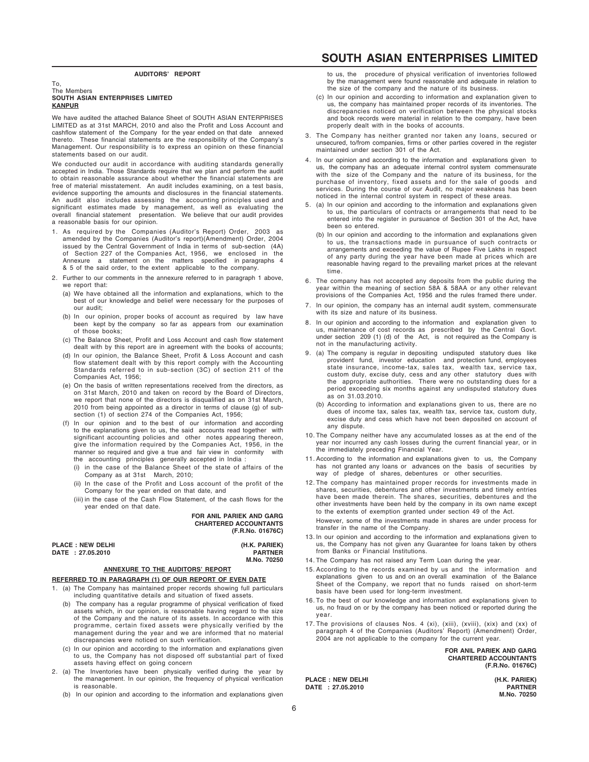## AUDITORS' REPORT

To,
The Members
**SOUTH ASIAN ENTERPRISES LIMITED**
**KANPUR**

We have audited the attached Balance Sheet of SOUTH ASIAN ENTERPRISES LIMITED as at 31st MARCH, 2010 and also the Profit and Loss Account and cashflow statement of the Company for the year ended on that date annexed thereto. These financial statements are the responsibility of the Company's Management. Our responsibility is to express an opinion on these financial statements based on our audit.

We conducted our audit in accordance with auditing standards generally accepted in India. Those Standards require that we plan and perform the audit to obtain reasonable assurance about whether the financial statements are free of material misstatement. An audit includes examining, on a test basis, evidence supporting the amounts and disclosures in the financial statements. An audit also includes assessing the accounting principles used and significant estimates made by management, as well as evaluating the overall financial statement presentation. We believe that our audit provides a reasonable basis for our opinion.

1. As required by the Companies (Auditor's Report) Order, 2003 as amended by the Companies (Auditor's report)(Amendment) Order, 2004 issued by the Central Government of India in terms of sub-section (4A) of Section 227 of the Companies Act, 1956, we enclosed in the Annexure a statement on the matters specified in paragraphs 4 & 5 of the said order, to the extent applicable to the company.
2. Further to our comments in the annexure referred to in paragraph 1 above, we report that:
   - (a) We have obtained all the information and explanations, which to the best of our knowledge and belief were necessary for the purposes of our audit;
   - (b) In our opinion, proper books of account as required by law have been kept by the company so far as appears from our examination of those books;
   - (c) The Balance Sheet, Profit and Loss Account and cash flow statement dealt with by this report are in agreement with the books of accounts;
   - (d) In our opinion, the Balance Sheet, Profit & Loss Account and cash flow statement dealt with by this report comply with the Accounting Standards referred to in sub-section (3C) of section 211 of the Companies Act, 1956;
   - (e) On the basis of written representations received from the directors, as on 31st March, 2010 and taken on record by the Board of Directors, we report that none of the directors is disqualified as on 31st March, 2010 from being appointed as a director in terms of clause (g) of sub-section (1) of section 274 of the Companies Act, 1956;
   - (f) In our opinion and to the best of our information and according to the explanations given to us, the said accounts read together with significant accounting policies and other notes appearing thereon, give the information required by the Companies Act, 1956, in the manner so required and give a true and fair view in conformity with the accounting principles generally accepted in India :
     - (i) in the case of the Balance Sheet of the state of affairs of the Company as at 31st March, 2010;
     - (ii) In the case of the Profit and Loss account of the profit of the Company for the year ended on that date, and
     - (iii) in the case of the Cash Flow Statement, of the cash flows for the year ended on that date.

**FOR ANIL PARIEK AND GARG**
**CHARTERED ACCOUNTANTS**
**(F.R.No. 01676C)**

**PLACE : NEW DELHI**
**DATE : 27.05.2010**

**(H.K. PARIEK)**
**PARTNER**
**M.No. 70250**

## ANNEXURE TO THE AUDITORS' REPORT

### REFERRED TO IN PARAGRAPH (1) OF OUR REPORT OF EVEN DATE

1. (a) The Company has maintained proper records showing full particulars including quantitative details and situation of fixed assets.
   - (b) The company has a regular programme of physical verification of fixed assets which, in our opinion, is reasonable having regard to the size of the Company and the nature of its assets. In accordance with this programme, certain fixed assets were physically verified by the management during the year and we are informed that no material discrepancies were noticed on such verification.
   - (c) In our opinion and according to the information and explanations given to us, the Company has not disposed off substantial part of fixed assets having effect on going concern
2. (a) The Inventories have been physically verified during the year by the management. In our opinion, the frequency of physical verification is reasonable.
   - (b) In our opinion and according to the information and explanations given to us, the procedure of physical verification of inventories followed by the management were found reasonable and adequate in relation to the size of the company and the nature of its business.
   - (c) In our opinion and according to information and explanation given to us, the company has maintained proper records of its inventories. The discrepancies noticed on verification between the physical stocks and book records were material in relation to the company, have been properly dealt with in the books of accounts.
3. The Company has neither granted nor taken any loans, secured or unsecured, to/from companies, firms or other parties covered in the register maintained under section 301 of the Act.
4. In our opinion and according to the information and explanations given to us, the company has an adequate internal control system commensurate with the size of the Company and the nature of its business, for the purchase of inventory, fixed assets and for the sale of goods and services. During the course of our Audit, no major weakness has been noticed in the internal control system in respect of these areas.
5. (a) In our opinion and according to the information and explanations given to us, the particulars of contracts or arrangements that need to be entered into the register in pursuance of Section 301 of the Act, have been so entered.
   - (b) In our opinion and according to the information and explanations given to us, the transactions made in pursuance of such contracts or arrangements and exceeding the value of Rupee Five Lakhs in respect of any party during the year have been made at prices which are reasonable having regard to the prevailing market prices at the relevant time.
6. The company has not accepted any deposits from the public during the year within the meaning of section 58A & 58AA or any other relevant provisions of the Companies Act, 1956 and the rules framed there under.
7. In our opinion, the company has an internal audit system, commensurate with its size and nature of its business.
8. In our opinion and according to the information and explanation given to us, maintenance of cost records as prescribed by the Central Govt. under section 209 (1) (d) of the Act, is not required as the Company is not in the manufacturing activity.
9. (a) The company is regular in depositing undisputed statutory dues like provident fund, investor education and protection fund, employees state insurance, income-tax, sales tax, wealth tax, service tax, custom duty, excise duty, cess and any other statutory dues with the appropriate authorities. There were no outstanding dues for a period exceeding six months against any undisputed statutory dues as on 31.03.2010.
   - (b) According to information and explanations given to us, there are no dues of income tax, sales tax, wealth tax, service tax, custom duty, excise duty and cess which have not been deposited on account of any dispute.
10. The Company neither have any accumulated losses as at the end of the year nor incurred any cash losses during the current financial year, or in the immediately preceding Financial Year.
11. According to the information and explanations given to us, the Company has not granted any loans or advances on the basis of securities by way of pledge of shares, debentures or other securities.
12. The company has maintained proper records for investments made in shares, securities, debentures and other investments and timely entries have been made therein. The shares, securities, debentures and the other investments have been held by the company in its own name except to the extents of exemption granted under section 49 of the Act.

    However, some of the investments made in shares are under process for transfer in the name of the Company.
13. In our opinion and according to the information and explanations given to us, the Company has not given any Guarantee for loans taken by others from Banks or Financial Institutions.
14. The Company has not raised any Term Loan during the year.
15. According to the records examined by us and the information and explanations given to us and on an overall examination of the Balance Sheet of the Company, we report that no funds raised on short-term basis have been used for long-term investment.
16. To the best of our knowledge and information and explanations given to us, no fraud on or by the company has been noticed or reported during the year.
17. The provisions of clauses Nos. 4 (xi), (xiii), (xviii), (xix) and (xx) of paragraph 4 of the Companies (Auditors' Report) (Amendment) Order, 2004 are not applicable to the company for the current year.

**FOR ANIL PARIEK AND GARG**
**CHARTERED ACCOUNTANTS**
**(F.R.No. 01676C)**

**PLACE : NEW DELHI**
**DATE : 27.05.2010**

**(H.K. PARIEK)**
**PARTNER**
**M.No. 70250**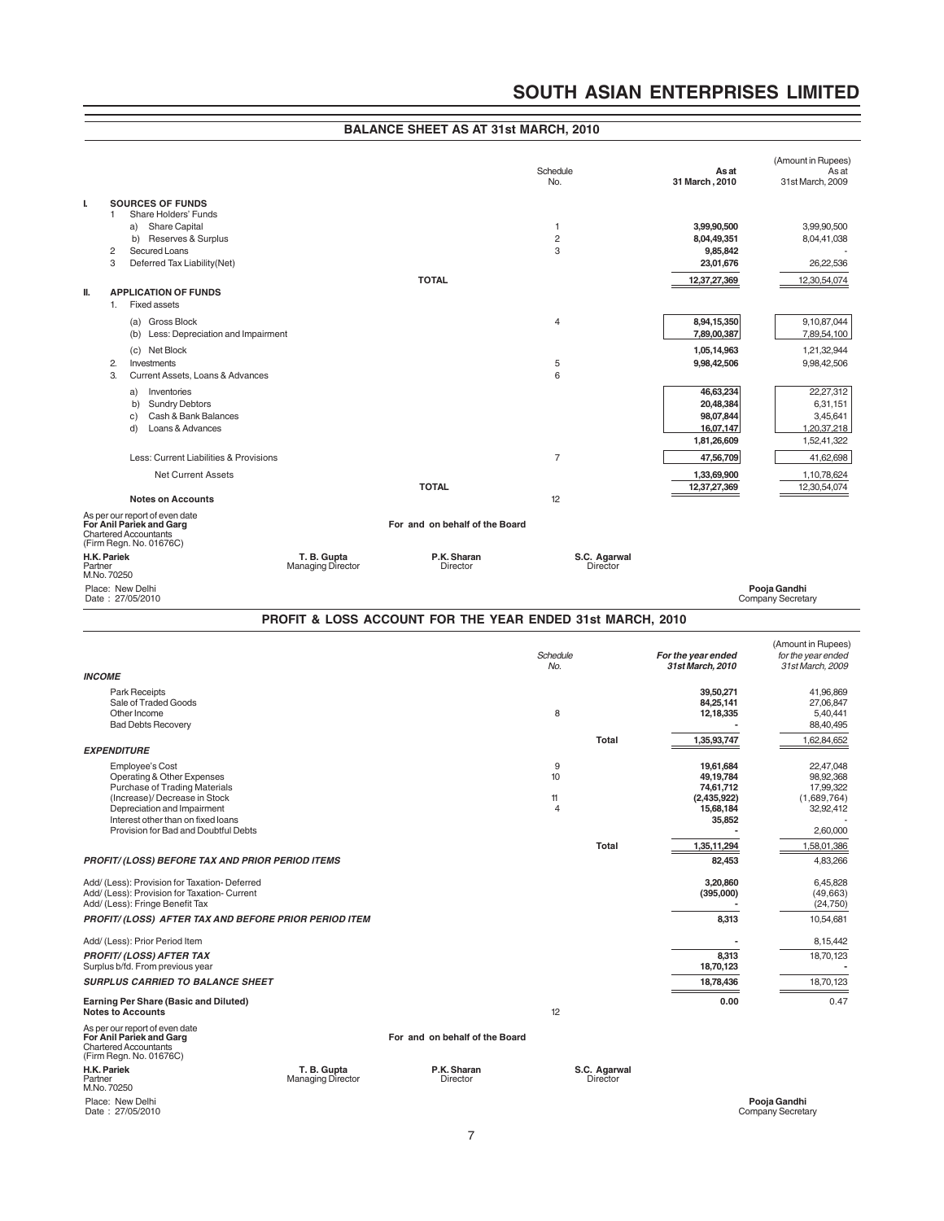# SOUTH ASIAN ENTERPRISES LIMITED

## BALANCE SHEET AS AT 31st MARCH, 2010

(Amount in Rupees)

| | | Schedule No. | As at 31 March , 2010 | As at 31st March, 2009 |
|---|---|---|---|---|
| **I.** | **SOURCES OF FUNDS** | | | |
| | 1 Share Holders' Funds | | | |
| | a) Share Capital | 1 | **3,99,90,500** | 3,99,90,500 |
| | b) Reserves & Surplus | 2 | **8,04,49,351** | 8,04,41,038 |
| | 2 Secured Loans | 3 | **9,85,842** | - |
| | 3 Deferred Tax Liability(Net) | | **23,01,676** | 26,22,536 |
| | **TOTAL** | | **12,37,27,369** | 12,30,54,074 |
| **II.** | **APPLICATION OF FUNDS** | | | |
| | 1. Fixed assets | | | |
| | (a) Gross Block | 4 | **8,94,15,350** | 9,10,87,044 |
| | (b) Less: Depreciation and Impairment | | **7,89,00,387** | 7,89,54,100 |
| | (c) Net Block | | **1,05,14,963** | 1,21,32,944 |
| | 2. Investments | 5 | **9,98,42,506** | 9,98,42,506 |
| | 3. Current Assets, Loans & Advances | 6 | | |
| | a) Inventories | | **46,63,234** | 22,27,312 |
| | b) Sundry Debtors | | **20,48,384** | 6,31,151 |
| | c) Cash & Bank Balances | | **98,07,844** | 3,45,641 |
| | d) Loans & Advances | | **16,07,147** | 1,20,37,218 |
| | | | **1,81,26,609** | 1,52,41,322 |
| | Less: Current Liabilities & Provisions | 7 | **47,56,709** | 41,62,698 |
| | Net Current Assets | | **1,33,69,900** | 1,10,78,624 |
| | **TOTAL** | | **12,37,27,369** | 12,30,54,074 |
| | **Notes on Accounts** | 12 | | |

As per our report of even date
**For Anil Pariek and Garg**
Chartered Accountants
(Firm Regn. No. 01676C)

For and on behalf of the Board

**H.K. Pariek**
Partner
M.No. 70250

**T. B. Gupta**
Managing Director

**P.K. Sharan**
Director

**S.C. Agarwal**
Director

Place: New Delhi
Date : 27/05/2010

**Pooja Gandhi**
Company Secretary

## PROFIT & LOSS ACCOUNT FOR THE YEAR ENDED 31st MARCH, 2010

(Amount in Rupees)

| | Schedule No. | | *For the year ended 31st March, 2010* | *for the year ended 31st March, 2009* |
|---|---|---|---|---|
| ***INCOME*** | | | | |
| Park Receipts | | | **39,50,271** | 41,96,869 |
| Sale of Traded Goods | | | **84,25,141** | 27,06,847 |
| Other Income | 8 | | **12,18,335** | 5,40,441 |
| Bad Debts Recovery | | | **-** | 88,40,495 |
| | | **Total** | **1,35,93,747** | 1,62,84,652 |
| ***EXPENDITURE*** | | | | |
| Employee's Cost | 9 | | **19,61,684** | 22,47,048 |
| Operating & Other Expenses | 10 | | **49,19,784** | 98,92,368 |
| Purchase of Trading Materials | | | **74,61,712** | 17,99,322 |
| (Increase)/ Decrease in Stock | 11 | | **(2,435,922)** | (1,689,764) |
| Depreciation and Impairment | 4 | | **15,68,184** | 32,92,412 |
| Interest other than on fixed loans | | | **35,852** | - |
| Provision for Bad and Doubtful Debts | | | **-** | 2,60,000 |
| | | **Total** | **1,35,11,294** | 1,58,01,386 |
| ***PROFIT/ (LOSS) BEFORE TAX AND PRIOR PERIOD ITEMS*** | | | **82,453** | 4,83,266 |
| Add/ (Less): Provision for Taxation- Deferred | | | **3,20,860** | 6,45,828 |
| Add/ (Less): Provision for Taxation- Current | | | **(395,000)** | (49,663) |
| Add/ (Less): Fringe Benefit Tax | | | **-** | (24,750) |
| ***PROFIT/ (LOSS) AFTER TAX AND BEFORE PRIOR PERIOD ITEM*** | | | **8,313** | 10,54,681 |
| Add/ (Less): Prior Period Item | | | **-** | 8,15,442 |
| ***PROFIT/ (LOSS) AFTER TAX*** | | | **8,313** | 18,70,123 |
| Surplus b/fd. From previous year | | | **18,70,123** | - |
| ***SURPLUS CARRIED TO BALANCE SHEET*** | | | **18,78,436** | 18,70,123 |
| **Earning Per Share (Basic and Diluted)** | | | **0.00** | 0.47 |
| **Notes to Accounts** | 12 | | | |

As per our report of even date
**For Anil Pariek and Garg**
Chartered Accountants
(Firm Regn. No. 01676C)

For and on behalf of the Board

**H.K. Pariek**
Partner
M.No. 70250

**T. B. Gupta**
Managing Director

**P.K. Sharan**
Director

**S.C. Agarwal**
Director

Place: New Delhi
Date : 27/05/2010

**Pooja Gandhi**
Company Secretary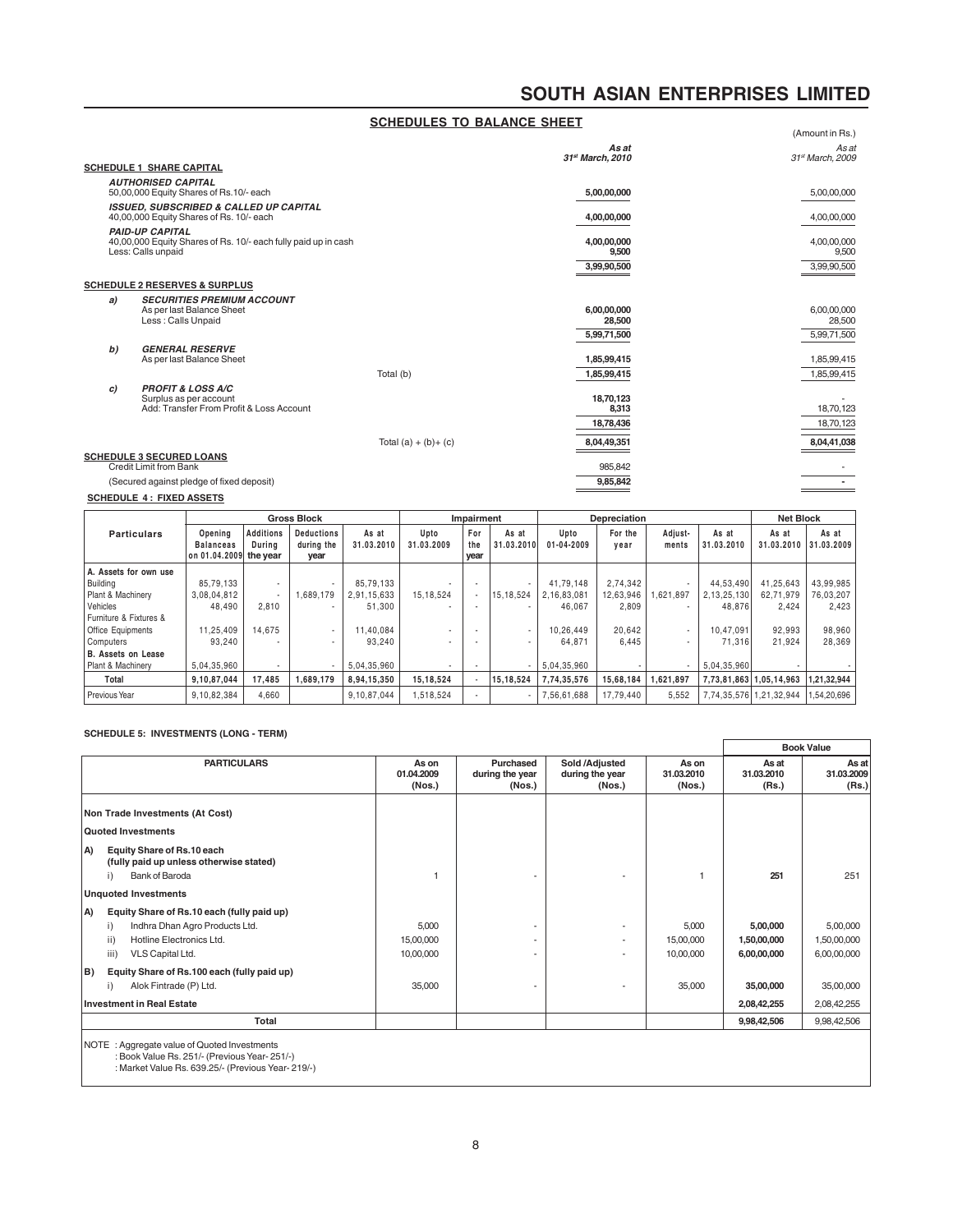# SOUTH ASIAN ENTERPRISES LIMITED

## SCHEDULES TO BALANCE SHEET

(Amount in Rs.)

| | | As at 31st March, 2010 | As at 31st March, 2009 |
|---|---|---|---|
| **SCHEDULE 1 SHARE CAPITAL** | | | |
| ***AUTHORISED CAPITAL*** | | | |
| 50,00,000 Equity Shares of Rs.10/- each | | **5,00,00,000** | 5,00,00,000 |
| ***ISSUED, SUBSCRIBED & CALLED UP CAPITAL*** | | | |
| 40,00,000 Equity Shares of Rs. 10/- each | | **4,00,00,000** | 4,00,00,000 |
| ***PAID-UP CAPITAL*** | | | |
| 40,00,000 Equity Shares of Rs. 10/- each fully paid up in cash | | **4,00,00,000** | 4,00,00,000 |
| Less: Calls unpaid | | **9,500** | 9,500 |
| | | **3,99,90,500** | 3,99,90,500 |
| **SCHEDULE 2 RESERVES & SURPLUS** | | | |
| a) ***SECURITIES PREMIUM ACCOUNT*** | | | |
| As per last Balance Sheet | | **6,00,00,000** | 6,00,00,000 |
| Less : Calls Unpaid | | **28,500** | 28,500 |
| | | **5,99,71,500** | 5,99,71,500 |
| b) ***GENERAL RESERVE*** | | | |
| As per last Balance Sheet | | **1,85,99,415** | 1,85,99,415 |
| | Total (b) | **1,85,99,415** | 1,85,99,415 |
| c) ***PROFIT & LOSS A/C*** | | | |
| Surplus as per account | | **18,70,123** | - |
| Add: Transfer From Profit & Loss Account | | **8,313** | 18,70,123 |
| | | **18,78,436** | 18,70,123 |
| | Total (a) + (b)+ (c) | **8,04,49,351** | **8,04,41,038** |
| **SCHEDULE 3 SECURED LOANS** | | | |
| Credit Limit from Bank | | 985,842 | - |
| (Secured against pledge of fixed deposit) | | **9,85,842** | **-** |

**SCHEDULE 4 : FIXED ASSETS**

| Particulars | Gross Block | | | | Impairment | | | Depreciation | | | | Net Block | |
|---|---|---|---|---|---|---|---|---|---|---|---|---|---|
| | Opening Balances on 01.04.2009 | Additions During the year | Deductions during the year | As at 31.03.2010 | Upto 31.03.2009 | For the year | As at 31.03.2010 | Upto 01-04-2009 | For the year | Adjust-ments | As at 31.03.2010 | As at 31.03.2010 | As at 31.03.2009 |
| **A. Assets for own use** | | | | | | | | | | | | | |
| Building | 85,79,133 | - | - | 85,79,133 | - | - | - | 41,79,148 | 2,74,342 | - | 44,53,490 | 41,25,643 | 43,99,985 |
| Plant & Machinery | 3,08,04,812 | - | 1,689,179 | 2,91,15,633 | 15,18,524 | - | 15,18,524 | 2,16,83,081 | 12,63,946 | 1,621,897 | 2,13,25,130 | 62,71,979 | 76,03,207 |
| Vehicles | 48,490 | 2,810 | - | 51,300 | - | - | - | 46,067 | 2,809 | - | 48,876 | 2,424 | 2,423 |
| Furniture & Fixtures & Office Equipments | 11,25,409 | 14,675 | - | 11,40,084 | - | - | - | 10,26,449 | 20,642 | - | 10,47,091 | 92,993 | 98,960 |
| Computers | 93,240 | - | - | 93,240 | - | - | - | 64,871 | 6,445 | - | 71,316 | 21,924 | 28,369 |
| **B. Assets on Lease** | | | | | | | | | | | | | |
| Plant & Machinery | 5,04,35,960 | - | - | 5,04,35,960 | - | - | - | 5,04,35,960 | - | - | 5,04,35,960 | - | - |
| **Total** | **9,10,87,044** | **17,485** | **1,689,179** | **8,94,15,350** | **15,18,524** | **-** | **15,18,524** | **7,74,35,576** | **15,68,184** | **1,621,897** | **7,73,81,863** | **1,05,14,963** | **1,21,32,944** |
| Previous Year | 9,10,82,384 | 4,660 | | 9,10,87,044 | 1,518,524 | - | - | 7,56,61,688 | 17,79,440 | 5,552 | 7,74,35,576 | 1,21,32,944 | 1,54,20,696 |

**SCHEDULE 5: INVESTMENTS (LONG - TERM)**

| PARTICULARS | As on 01.04.2009 (Nos.) | Purchased during the year (Nos.) | Sold /Adjusted during the year (Nos.) | As on 31.03.2010 (Nos.) | Book Value As at 31.03.2010 (Rs.) | Book Value As at 31.03.2009 (Rs.) |
|---|---|---|---|---|---|---|
| **Non Trade Investments (At Cost)** | | | | | | |
| **Quoted Investments** | | | | | | |
| **A) Equity Share of Rs.10 each (fully paid up unless otherwise stated)** | | | | | | |
| i) Bank of Baroda | 1 | - | - | 1 | **251** | 251 |
| **Unquoted Investments** | | | | | | |
| **A) Equity Share of Rs.10 each (fully paid up)** | | | | | | |
| i) Indhra Dhan Agro Products Ltd. | 5,000 | - | - | 5,000 | **5,00,000** | 5,00,000 |
| ii) Hotline Electronics Ltd. | 15,00,000 | - | - | 15,00,000 | **1,50,00,000** | 1,50,00,000 |
| iii) VLS Capital Ltd. | 10,00,000 | - | - | 10,00,000 | **6,00,00,000** | 6,00,00,000 |
| **B) Equity Share of Rs.100 each (fully paid up)** | | | | | | |
| i) Alok Fintrade (P) Ltd. | 35,000 | - | - | 35,000 | **35,00,000** | 35,00,000 |
| **Investment in Real Estate** | | | | | **2,08,42,255** | 2,08,42,255 |
| **Total** | | | | | **9,98,42,506** | 9,98,42,506 |

NOTE : Aggregate value of Quoted Investments
: Book Value Rs. 251/- (Previous Year- 251/-)
: Market Value Rs. 639.25/- (Previous Year- 219/-)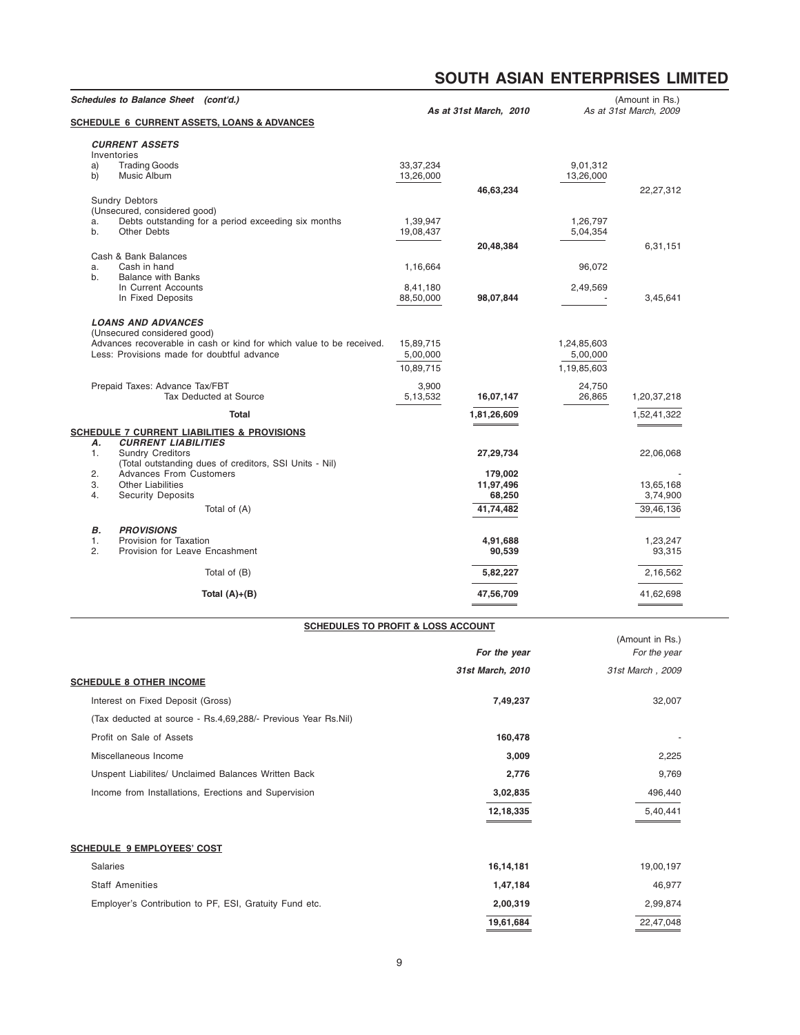## SOUTH ASIAN ENTERPRISES LIMITED

***Schedules to Balance Sheet (cont'd.)***

(Amount in Rs.)

### SCHEDULE 6 CURRENT ASSETS, LOANS & ADVANCES

| | | As at 31st March, 2010 | | As at 31st March, 2009 |
|---|---|---|---|---|
| ***CURRENT ASSETS*** | | | | |
| Inventories | | | | |
| a) Trading Goods | 33,37,234 | | 9,01,312 | |
| b) Music Album | 13,26,000 | | 13,26,000 | |
| | | **46,63,234** | | 22,27,312 |
| Sundry Debtors | | | | |
| (Unsecured, considered good) | | | | |
| a. Debts outstanding for a period exceeding six months | 1,39,947 | | 1,26,797 | |
| b. Other Debts | 19,08,437 | | 5,04,354 | |
| | | **20,48,384** | | 6,31,151 |
| Cash & Bank Balances | | | | |
| a. Cash in hand | 1,16,664 | | 96,072 | |
| b. Balance with Banks | | | | |
| In Current Accounts | 8,41,180 | | 2,49,569 | |
| In Fixed Deposits | 88,50,000 | **98,07,844** | - | 3,45,641 |
| ***LOANS AND ADVANCES*** | | | | |
| (Unsecured considered good) | | | | |
| Advances recoverable in cash or kind for which value to be received. | 15,89,715 | | 1,24,85,603 | |
| Less: Provisions made for doubtful advance | 5,00,000 | | 5,00,000 | |
| | 10,89,715 | | 1,19,85,603 | |
| Prepaid Taxes: Advance Tax/FBT | 3,900 | | 24,750 | |
| Tax Deducted at Source | 5,13,532 | **16,07,147** | 26,865 | 1,20,37,218 |
| **Total** | | **1,81,26,609** | | 1,52,41,322 |

### SCHEDULE 7 CURRENT LIABILITIES & PROVISIONS

| | As at 31st March, 2010 | As at 31st March, 2009 |
|---|---|---|
| ***A. CURRENT LIABILITIES*** | | |
| 1. Sundry Creditors | **27,29,734** | 22,06,068 |
| (Total outstanding dues of creditors, SSI Units - Nil) | | |
| 2. Advances From Customers | **179,002** | - |
| 3. Other Liabilities | **11,97,496** | 13,65,168 |
| 4. Security Deposits | **68,250** | 3,74,900 |
| Total of (A) | **41,74,482** | 39,46,136 |
| ***B. PROVISIONS*** | | |
| 1. Provision for Taxation | **4,91,688** | 1,23,247 |
| 2. Provision for Leave Encashment | **90,539** | 93,315 |
| Total of (B) | **5,82,227** | 2,16,562 |
| **Total (A)+(B)** | **47,56,709** | 41,62,698 |

## SCHEDULES TO PROFIT & LOSS ACCOUNT

(Amount in Rs.)

### SCHEDULE 8 OTHER INCOME

| | For the year 31st March, 2010 | For the year 31st March , 2009 |
|---|---|---|
| Interest on Fixed Deposit (Gross) | **7,49,237** | 32,007 |
| (Tax deducted at source - Rs.4,69,288/- Previous Year Rs.Nil) | | |
| Profit on Sale of Assets | **160,478** | - |
| Miscellaneous Income | **3,009** | 2,225 |
| Unspent Liabilites/ Unclaimed Balances Written Back | **2,776** | 9,769 |
| Income from Installations, Erections and Supervision | **3,02,835** | 496,440 |
| | **12,18,335** | 5,40,441 |

### SCHEDULE 9 EMPLOYEES' COST

| | For the year 31st March, 2010 | For the year 31st March , 2009 |
|---|---|---|
| Salaries | **16,14,181** | 19,00,197 |
| Staff Amenities | **1,47,184** | 46,977 |
| Employer's Contribution to PF, ESI, Gratuity Fund etc. | **2,00,319** | 2,99,874 |
| | **19,61,684** | 22,47,048 |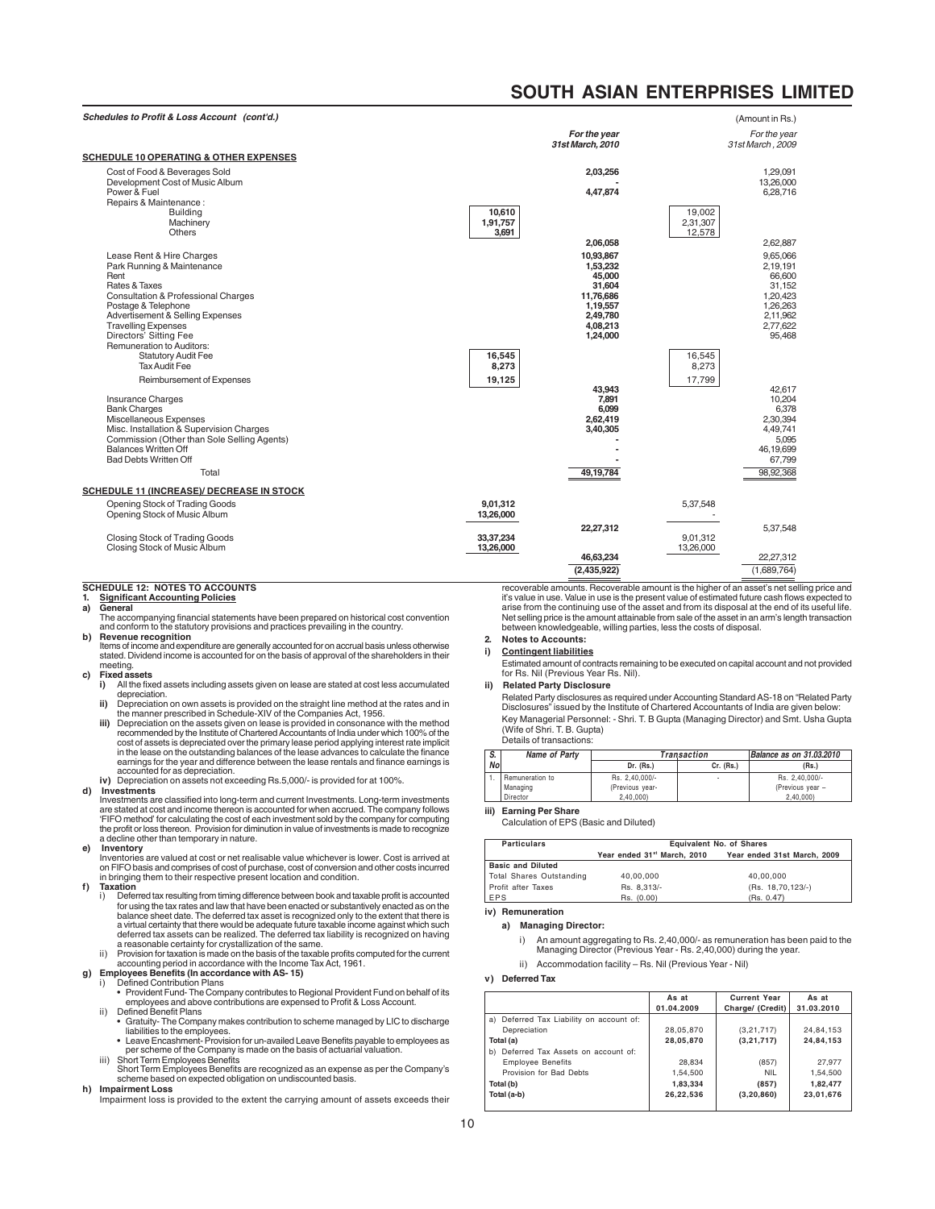# SOUTH ASIAN ENTERPRISES LIMITED

***Schedules to Profit & Loss Account (cont'd.)***

(Amount in Rs.)

| | | *For the year 31st March, 2010* | | *For the year 31st March, 2009* |
|---|---|---|---|---|
| **SCHEDULE 10 OPERATING & OTHER EXPENSES** | | | | |
| Cost of Food & Beverages Sold | | **2,03,256** | | 1,29,091 |
| Development Cost of Music Album | | **-** | | 13,26,000 |
| Power & Fuel | | **4,47,874** | | 6,28,716 |
| Repairs & Maintenance : | | | | |
| Building | **10,610** | | 19,002 | |
| Machinery | **1,91,757** | | 2,31,307 | |
| Others | **3,691** | | 12,578 | |
| | | **2,06,058** | | 2,62,887 |
| Lease Rent & Hire Charges | | **10,93,867** | | 9,65,066 |
| Park Running & Maintenance | | **1,53,232** | | 2,19,191 |
| Rent | | **45,000** | | 66,600 |
| Rates & Taxes | | **31,604** | | 31,152 |
| Consultation & Professional Charges | | **11,76,686** | | 1,20,423 |
| Postage & Telephone | | **1,19,557** | | 1,26,263 |
| Advertisement & Selling Expenses | | **2,49,780** | | 2,11,962 |
| Travelling Expenses | | **4,08,213** | | 2,77,622 |
| Directors' Sitting Fee | | **1,24,000** | | 95,468 |
| Remuneration to Auditors: | | | | |
| Statutory Audit Fee | **16,545** | | 16,545 | |
| Tax Audit Fee | **8,273** | | 8,273 | |
| Reimbursement of Expenses | **19,125** | | 17,799 | |
| | | **43,943** | | 42,617 |
| Insurance Charges | | **7,891** | | 10,204 |
| Bank Charges | | **6,099** | | 6,378 |
| Miscellaneous Expenses | | **2,62,419** | | 2,30,394 |
| Misc. Installation & Supervision Charges | | **3,40,305** | | 4,49,741 |
| Commission (Other than Sole Selling Agents) | | **-** | | 5,095 |
| Balances Written Off | | **-** | | 46,19,699 |
| Bad Debts Written Off | | **-** | | 67,799 |
| Total | | **49,19,784** | | 98,92,368 |
| **SCHEDULE 11 (INCREASE)/ DECREASE IN STOCK** | | | | |
| Opening Stock of Trading Goods | **9,01,312** | | 5,37,548 | |
| Opening Stock of Music Album | **13,26,000** | | - | |
| | | **22,27,312** | | 5,37,548 |
| Closing Stock of Trading Goods | **33,37,234** | | 9,01,312 | |
| Closing Stock of Music Album | **13,26,000** | | 13,26,000 | |
| | | **46,63,234** | | 22,27,312 |
| | | **(2,435,922)** | | (1,689,764) |

## SCHEDULE 12: NOTES TO ACCOUNTS

**1. Significant Accounting Policies**

**a) General**

The accompanying financial statements have been prepared on historical cost convention and conform to the statutory provisions and practices prevailing in the country.

**b) Revenue recognition**

Items of income and expenditure are generally accounted for on accrual basis unless otherwise stated. Dividend income is accounted for on the basis of approval of the shareholders in their meeting.

**c) Fixed assets**

**i)** All the fixed assets including assets given on lease are stated at cost less accumulated depreciation.

**ii)** Depreciation on own assets is provided on the straight line method at the rates and in the manner prescribed in Schedule-XIV of the Companies Act, 1956.

**iii)** Depreciation on the assets given on lease is provided in consonance with the method recommended by the Institute of Chartered Accountants of India under which 100% of the cost of assets is depreciated over the primary lease period applying interest rate implicit in the lease on the outstanding balances of the lease advances to calculate the finance earnings for the year and difference between the lease rentals and finance earnings is accounted for as depreciation.

**iv)** Depreciation on assets not exceeding Rs.5,000/- is provided for at 100%.

**d) Investments**

Investments are classified into long-term and current Investments. Long-term investments are stated at cost and income thereon is accounted for when accrued. The company follows 'FIFO method' for calculating the cost of each investment sold by the company for computing the profit or loss thereon. Provision for diminution in value of investments is made to recognize a decline other than temporary in nature.

**e) Inventory**

Inventories are valued at cost or net realisable value whichever is lower. Cost is arrived at on FIFO basis and comprises of cost of purchase, cost of conversion and other costs incurred in bringing them to their respective present location and condition.

**f) Taxation**

i) Deferred tax resulting from timing difference between book and taxable profit is accounted for using the tax rates and law that have been enacted or substantively enacted as on the balance sheet date. The deferred tax asset is recognized only to the extent that there is a virtual certainty that there would be adequate future taxable income against which such deferred tax assets can be realized. The deferred tax liability is recognized on having a reasonable certainty for crystallization of the same.

ii) Provision for taxation is made on the basis of the taxable profits computed for the current accounting period in accordance with the Income Tax Act, 1961.

**g) Employees Benefits (In accordance with AS- 15)**

i) Defined Contribution Plans
- Provident Fund- The Company contributes to Regional Provident Fund on behalf of its employees and above contributions are expensed to Profit & Loss Account.

ii) Defined Benefit Plans
- Gratuity- The Company makes contribution to scheme managed by LIC to discharge liabilities to the employees.
- Leave Encashment- Provision for un-availed Leave Benefits payable to employees as per scheme of the Company is made on the basis of actuarial valuation.

iii) Short Term Employees Benefits
Short Term Employees Benefits are recognized as an expense as per the Company's scheme based on expected obligation on undiscounted basis.

**h) Impairment Loss**

Impairment loss is provided to the extent the carrying amount of assets exceeds their recoverable amounts. Recoverable amount is the higher of an asset's net selling price and it's value in use. Value in use is the present value of estimated future cash flows expected to arise from the continuing use of the asset and from its disposal at the end of its useful life. Net selling price is the amount attainable from sale of the asset in an arm's length transaction between knowledgeable, willing parties, less the costs of disposal.

**2. Notes to Accounts:**

**i) Contingent liabilities**

Estimated amount of contracts remaining to be executed on capital account and not provided for Rs. Nil (Previous Year Rs. Nil).

**ii) Related Party Disclosure**

Related Party disclosures as required under Accounting Standard AS-18 on "Related Party Disclosures" issued by the Institute of Chartered Accountants of India are given below:

Key Managerial Personnel: - Shri. T. B Gupta (Managing Director) and Smt. Usha Gupta (Wife of Shri. T. B. Gupta)

Details of transactions:

| S. No | Name of Party | Transaction | | Balance as on 31.03.2010 |
|---|---|---|---|---|
| | | Dr. (Rs.) | Cr. (Rs.) | (Rs.) |
| 1. | Remuneration to Managing Director | Rs. 2,40,000/- (Previous year- 2,40,000) | - | Rs. 2,40,000/- (Previous year – 2,40,000) |

**iii) Earning Per Share**

Calculation of EPS (Basic and Diluted)

| Particulars | Equivalent No. of Shares | |
|---|---|---|
| | Year ended 31[st] March, 2010 | Year ended 31st March, 2009 |
| **Basic and Diluted** | | |
| Total Shares Outstanding | 40,00,000 | 40,00,000 |
| Profit after Taxes | Rs. 8,313/- | (Rs. 18,70,123/-) |
| EPS | Rs. (0.00) | (Rs. 0.47) |

**iv) Remuneration**

**a) Managing Director:**

i) An amount aggregating to Rs. 2,40,000/- as remuneration has been paid to the Managing Director (Previous Year - Rs. 2,40,000) during the year.

ii) Accommodation facility – Rs. Nil (Previous Year - Nil)

**v) Deferred Tax**

| | As at 01.04.2009 | Current Year Charge/ (Credit) | As at 31.03.2010 |
|---|---|---|---|
| a) Deferred Tax Liability on account of: | | | |
| Depreciation | 28,05,870 | (3,21,717) | 24,84,153 |
| Total (a) | 28,05,870 | (3,21,717) | 24,84,153 |
| b) Deferred Tax Assets on account of: | | | |
| Employee Benefits | 28,834 | (857) | 27,977 |
| Provision for Bad Debts | 1,54,500 | NIL | 1,54,500 |
| Total (b) | 1,83,334 | (857) | 1,82,477 |
| Total (a-b) | 26,22,536 | (3,20,860) | 23,01,676 |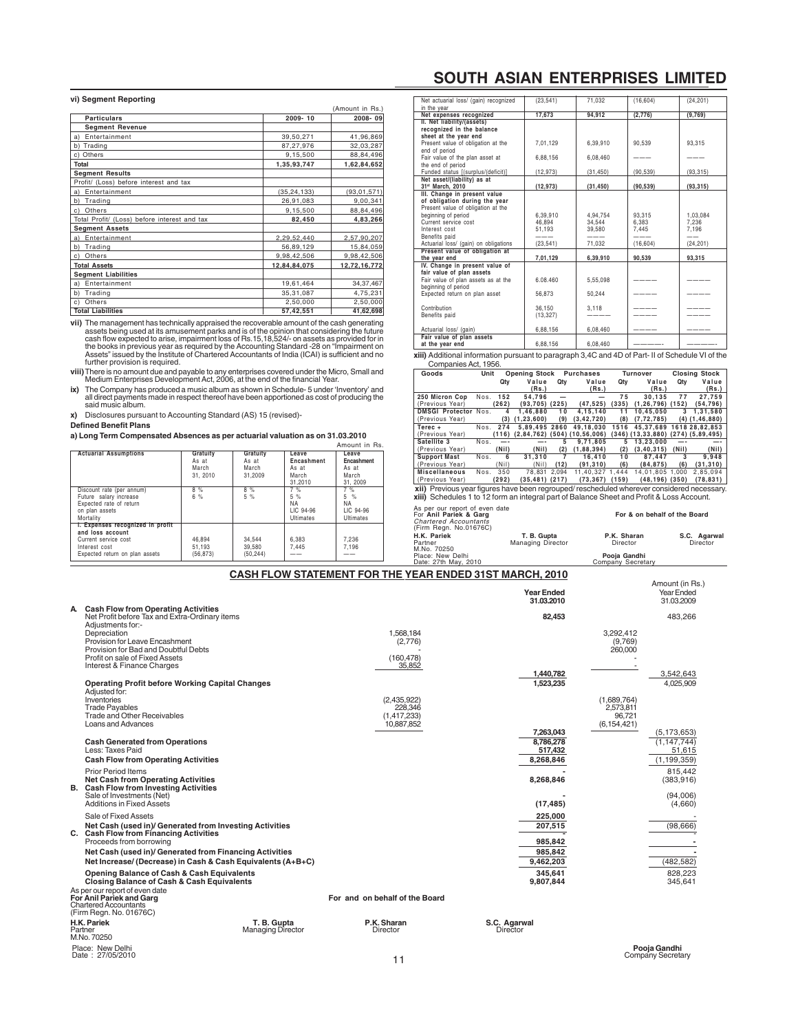## vi) Segment Reporting

(Amount in Rs.)

| Particulars | 2009- 10 | 2008- 09 |
|---|---|---|
| **Segment Revenue** | | |
| a) Entertainment | 39,50,271 | 41,96,869 |
| b) Trading | 87,27,976 | 32,03,287 |
| c) Others | 9,15,500 | 88,84,496 |
| **Total** | **1,35,93,747** | **1,62,84,652** |
| **Segment Results** | | |
| Profit/ (Loss) before interest and tax | | |
| a) Entertainment | (35,24,133) | (93,01,571) |
| b) Trading | 26,91,083 | 9,00,341 |
| c) Others | 9,15,500 | 88,84,496 |
| Total Profit/ (Loss) before interest and tax | **82,450** | **4,83,266** |
| **Segment Assets** | | |
| a) Entertainment | 2,29,52,440 | 2,57,90,207 |
| b) Trading | 56,89,129 | 15,84,059 |
| c) Others | 9,98,42,506 | 9,98,42,506 |
| **Total Assets** | **12,84,84,075** | **12,72,16,772** |
| **Segment Liabilities** | | |
| a) Entertainment | 19,61,464 | 34,37,467 |
| b) Trading | 35,31,087 | 4,75,231 |
| c) Others | 2,50,000 | 2,50,000 |
| **Total Liabilities** | **57,42,551** | **41,62,698** |

**vii)** The management has technically appraised the recoverable amount of the cash generating assets being used at its amusement parks and is of the opinion that considering the future cash flow expected to arise, impairment loss of Rs.15,18,524/- on assets as provided for in the books in previous year as required by the Accounting Standard -28 on "Impairment on Assets" issued by the Institute of Chartered Accountants of India (ICAI) is sufficient and no further provision is required.

**viii)** There is no amount due and payable to any enterprises covered under the Micro, Small and Medium Enterprises Development Act, 2006, at the end of the financial Year.

**ix)** The Company has produced a music album as shown in Schedule- 5 under 'Inventory' and all direct payments made in respect thereof have been apportioned as cost of producing the said music album.

**x)** Disclosures pursuant to Accounting Standard (AS) 15 (revised)-

**Defined Benefit Plans**

**a) Long Term Compensated Absences as per actuarial valuation as on 31.03.2010**

Amount in Rs.

| Actuarial Assumptions | Gratuity As at March 31, 2010 | Gratuity As at March 31,2009 | Leave Encashment As at March 31,2010 | Leave Encashment As at March 31, 2009 |
|---|---|---|---|---|
| Discount rate (per annum) | 8 % | 8 % | 7 % | 7 % |
| Future salary increase | 6 % | 5 % | 5 % | 5 % |
| Expected rate of return on plan assets | | | NA | NA |
| Mortality | | | LIC 94-96 Ultimates | LIC 94-96 Ultimates |
| **I. Expenses recognized in profit and loss account** | | | | |
| Current service cost | 46,894 | 34,544 | 6,383 | 7,236 |
| Interest cost | 51,193 | 39,580 | 7,445 | 7,196 |
| Expected return on plan assets | (56,873) | (50,244) | —— | —— |
| Net actuarial loss/ (gain) recognized in the year | (23,541) | 71,032 | (16,604) | (24,201) |
| **Net expenses recognized** | **17,673** | **94,912** | **(2,776)** | **(9,769)** |
| **II. Net liability/(assets) recognized in the balance sheet at the year end** | | | | |
| Present value of obligation at the end of period | 7,01,129 | 6,39,910 | 90,539 | 93,315 |
| Fair value of the plan asset at the end of period | 6,88,156 | 6,08,460 | ——— | ——— |
| Funded status [(surplus/(deficit)] | (12,973) | (31,450) | (90,539) | (93,315) |
| **Net asset/(liability) as at 31st March, 2010** | **(12,973)** | **(31,450)** | **(90,539)** | **(93,315)** |
| **III. Change in present value of obligation during the year** | | | | |
| Present value of obligation at the beginning of period | 6,39,910 | 4,94,754 | 93,315 | 1,03,084 |
| Current service cost | 46,894 | 34,544 | 6,383 | 7,236 |
| Interest cost | 51,193 | 39,580 | 7,445 | 7,196 |
| Benefits paid | ——— | ——— | ——— | —— |
| Actuarial loss/ (gain) on obligations | (23,541) | 71,032 | (16,604) | (24,201) |
| **Present value of obligation at the year end** | **7,01,129** | **6,39,910** | **90,539** | **93,315** |
| **IV. Change in present value of fair value of plan assets** | | | | |
| Fair value of plan assets at the beginning of period | 6.08.460 | 5,55,098 | ———— | ———— |
| Expected return on plan asset | 56,873 | 50,244 | ———— | ———— |
| Contribution | 36,150 | 3,118 | ———— | ———— |
| Benefits paid | (13,327) | ———— | ———— | ———— |
| Actuarial loss/ (gain) | 6,88,156 | 6,08,460 | ———— | ———— |
| **Fair value of plan assets at the year end** | 6,88,156 | 6,08,460 | ———— | ———— |

**xiii)** Additional information pursuant to paragraph 3,4C and 4D of Part- II of Schedule VI of the Companies Act, 1956.

| Goods | Unit | Opening Stock Qty | Opening Stock Value (Rs.) | Purchases Qty | Purchases Value (Rs.) | Turnover Qty | Turnover Value (Rs.) | Closing Stock Qty | Closing Stock Value (Rs.) |
|---|---|---|---|---|---|---|---|---|---|
| **250 Micron Cop** | Nos. | 152 | 54,796 | — | — | 75 | 30,135 | 77 | 27,759 |
| (Previous Year) | | (262) | (93,705) | (225) | (47,525) | (335) | (1,26,796) | (152) | (54,796) |
| **DMSGI Protector** | Nos. | 4 | 1,46,880 | 10 | 4,15,140 | 11 | 10,45,050 | 3 | 1,31,580 |
| (Previous Year) | | (3) | (1,23,600) | (9) | (3,42,720) | (8) | (7,72,785) | (4) | (1,46,880) |
| **Terec +** | Nos. | 274 | 5,89,495 | 2860 | 49,18,030 | 1516 | 45,37,689 | 1618 | 28,82,853 |
| (Previous Year) | | (116) | (2,84,762) | (504) | (10,56,006) | (346) | (13,33,880) | (274) | (5,89,495) |
| **Satellite 3** | Nos. | —- | —- | 5 | 9,71,805 | 5 | 13,23,000 | —- | —- |
| (Previous Year) | | (Nil) | (Nil) | (2) | (1,88,394) | (2) | (3,40,315) | (Nil) | (Nil) |
| **Support Mast** | Nos. | 6 | 31,310 | 7 | 16,410 | 10 | 87,447 | 3 | 9,948 |
| (Previous Year) | | (Nil) | (Nil) | (12) | (91,310) | (6) | (84,875) | (6) | (31,310) |
| **Miscellaneous** | Nos. | 350 | 78,831 | 2,094 | 11,40,327 | 1,444 | 14,01,805 | 1,000 | 2,85,094 |
| (Previous Year) | | (292) | (35,481) | (217) | (73,367) | (159) | (48,196) | (350) | (78,831) |

**xii)** Previous year figures have been regrouped/ rescheduled wherever considered necessary.

**xiii)** Schedules 1 to 12 form an integral part of Balance Sheet and Profit & Loss Account.

As per our report of even date
For **Anil Pariek & Garg**
*Chartered Accountants*
(Firm Regn. No.01676C)

**For & on behalf of the Board**

| | | | |
|---|---|---|---|
| **H.K. Pariek** Partner M.No. 70250 | **T. B. Gupta** Managing Director | **P.K. Sharan** Director | **S.C. Agarwal** Director |

Place: New Delhi
Date: 27th May, 2010

**Pooja Gandhi**
Company Secretary

## CASH FLOW STATEMENT FOR THE YEAR ENDED 31ST MARCH, 2010

Amount (in Rs.)

| | | Year Ended 31.03.2010 | | Year Ended 31.03.2009 |
|---|---|---|---|---|
| **A. Cash Flow from Operating Activities** | | | | |
| Net Profit before Tax and Extra-Ordinary items | | **82,453** | | 483,266 |
| Adjustments for:- | | | | |
| Depreciation | 1,568,184 | | 3,292,412 | |
| Provision for Leave Encashment | (2,776) | | (9,769) | |
| Provision for Bad and Doubtful Debts | - | | 260,000 | |
| Profit on sale of Fixed Assets | (160,478) | | - | |
| Interest & Finance Charges | 35,852 | | - | |
| | | **1,440,782** | | 3,542,643 |
| **Operating Profit before Working Capital Changes** | | **1,523,235** | | 4,025,909 |
| Adjusted for: | | | | |
| Inventories | (2,435,922) | | (1,689,764) | |
| Trade Payables | 228,346 | | 2,573,811 | |
| Trade and Other Receivables | (1,417,233) | | 96,721 | |
| Loans and Advances | 10,887,852 | | (6,154,421) | |
| | | **7,263,043** | | (5,173,653) |
| **Cash Generated from Operations** | | **8,786,278** | | (1,147,744) |
| Less: Taxes Paid | | **517,432** | | 51,615 |
| **Cash Flow from Operating Activities** | | **8,268,846** | | (1,199,359) |
| Prior Period Items | | **-** | | 815,442 |
| **Net Cash from Operating Activities** | | **8,268,846** | | (383,916) |
| **B. Cash Flow from Investing Activities** | | | | |
| Sale of Investments (Net) | | **-** | | (94,006) |
| Additions in Fixed Assets | | **(17,485)** | | (4,660) |
| Sale of Fixed Assets | | **225,000** | | - |
| **Net Cash (used in)/ Generated from Investing Activities** | | **207,515** | | (98,666) |
| **C. Cash Flow from Financing Activities** | | **-** | | - |
| Proceeds from borrowing | | **985,842** | | - |
| **Net Cash (used in)/ Generated from Financing Activities** | | **985,842** | | - |
| **Net Increase/ (Decrease) in Cash & Cash Equivalents (A+B+C)** | | **9,462,203** | | (482,582) |
| **Opening Balance of Cash & Cash Equivalents** | | **345,641** | | 828,223 |
| **Closing Balance of Cash & Cash Equivalents** | | **9,807,844** | | 345,641 |

As per our report of even date
**For Anil Pariek and Garg**
Chartered Accountants
(Firm Regn. No. 01676C)

**For and on behalf of the Board**

| | | | |
|---|---|---|---|
| **H.K. Pariek** Partner M.No. 70250 | **T. B. Gupta** Managing Director | **P.K. Sharan** Director | **S.C. Agarwal** Director |

Place: New Delhi
Date: 27/05/2010

**Pooja Gandhi**
Company Secretary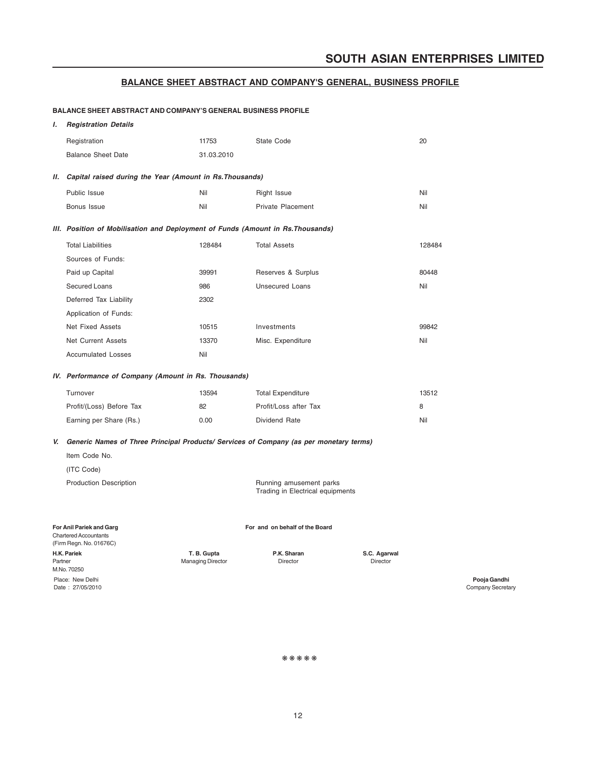## BALANCE SHEET ABSTRACT AND COMPANY'S GENERAL, BUSINESS PROFILE

**BALANCE SHEET ABSTRACT AND COMPANY'S GENERAL BUSINESS PROFILE**

***I. Registration Details***

| | | | |
|---|---|---|---|
| Registration | 11753 | State Code | 20 |
| Balance Sheet Date | 31.03.2010 | | |

***II. Capital raised during the Year (Amount in Rs.Thousands)***

| | | | |
|---|---|---|---|
| Public Issue | Nil | Right Issue | Nil |
| Bonus Issue | Nil | Private Placement | Nil |

***III. Position of Mobilisation and Deployment of Funds (Amount in Rs.Thousands)***

| | | | |
|---|---|---|---|
| Total Liabilities | 128484 | Total Assets | 128484 |
| Sources of Funds: | | | |
| Paid up Capital | 39991 | Reserves & Surplus | 80448 |
| Secured Loans | 986 | Unsecured Loans | Nil |
| Deferred Tax Liability | 2302 | | |
| Application of Funds: | | | |
| Net Fixed Assets | 10515 | Investments | 99842 |
| Net Current Assets | 13370 | Misc. Expenditure | Nil |
| Accumulated Losses | Nil | | |

***IV. Performance of Company (Amount in Rs. Thousands)***

| | | | |
|---|---|---|---|
| Turnover | 13594 | Total Expenditure | 13512 |
| Profit/(Loss) Before Tax | 82 | Profit/Loss after Tax | 8 |
| Earning per Share (Rs.) | 0.00 | Dividend Rate | Nil |

***V. Generic Names of Three Principal Products/ Services of Company (as per monetary terms)***

Item Code No.

(ITC Code)

Production Description — Running amusement parks
Trading in Electrical equipments

**For Anil Pariek and Garg**
Chartered Accountants
(Firm Regn. No. 01676C)

**H.K. Pariek**
Partner
M.No. 70250

Place: New Delhi
Date : 27/05/2010

**For and on behalf of the Board**

**T. B. Gupta**
Managing Director

**P.K. Sharan**
Director

**S.C. Agarwal**
Director

**Pooja Gandhi**
Company Secretary

\*\*\*\*\*